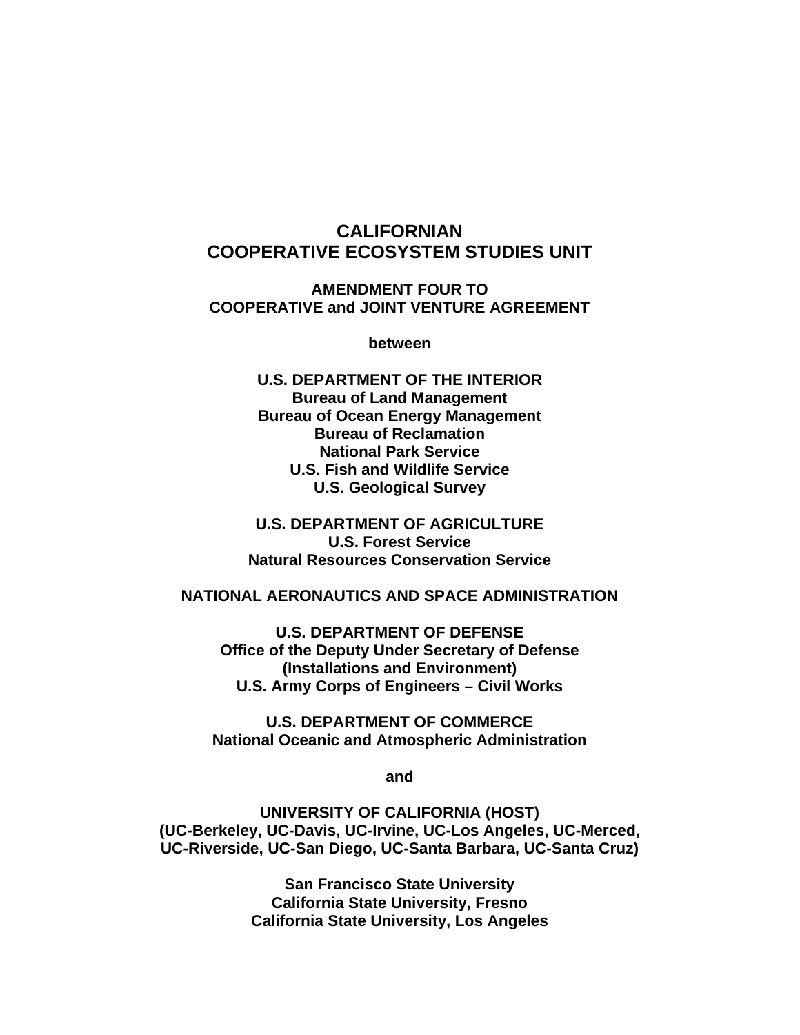# CALIFORNIAN
# COOPERATIVE ECOSYSTEM STUDIES UNIT

## AMENDMENT FOUR TO
## COOPERATIVE and JOINT VENTURE AGREEMENT

**between**

**U.S. DEPARTMENT OF THE INTERIOR**
**Bureau of Land Management**
**Bureau of Ocean Energy Management**
**Bureau of Reclamation**
**National Park Service**
**U.S. Fish and Wildlife Service**
**U.S. Geological Survey**

**U.S. DEPARTMENT OF AGRICULTURE**
**U.S. Forest Service**
**Natural Resources Conservation Service**

**NATIONAL AERONAUTICS AND SPACE ADMINISTRATION**

**U.S. DEPARTMENT OF DEFENSE**
**Office of the Deputy Under Secretary of Defense**
**(Installations and Environment)**
**U.S. Army Corps of Engineers – Civil Works**

**U.S. DEPARTMENT OF COMMERCE**
**National Oceanic and Atmospheric Administration**

**and**

**UNIVERSITY OF CALIFORNIA (HOST)**
**(UC-Berkeley, UC-Davis, UC-Irvine, UC-Los Angeles, UC-Merced, UC-Riverside, UC-San Diego, UC-Santa Barbara, UC-Santa Cruz)**

**San Francisco State University**
**California State University, Fresno**
**California State University, Los Angeles**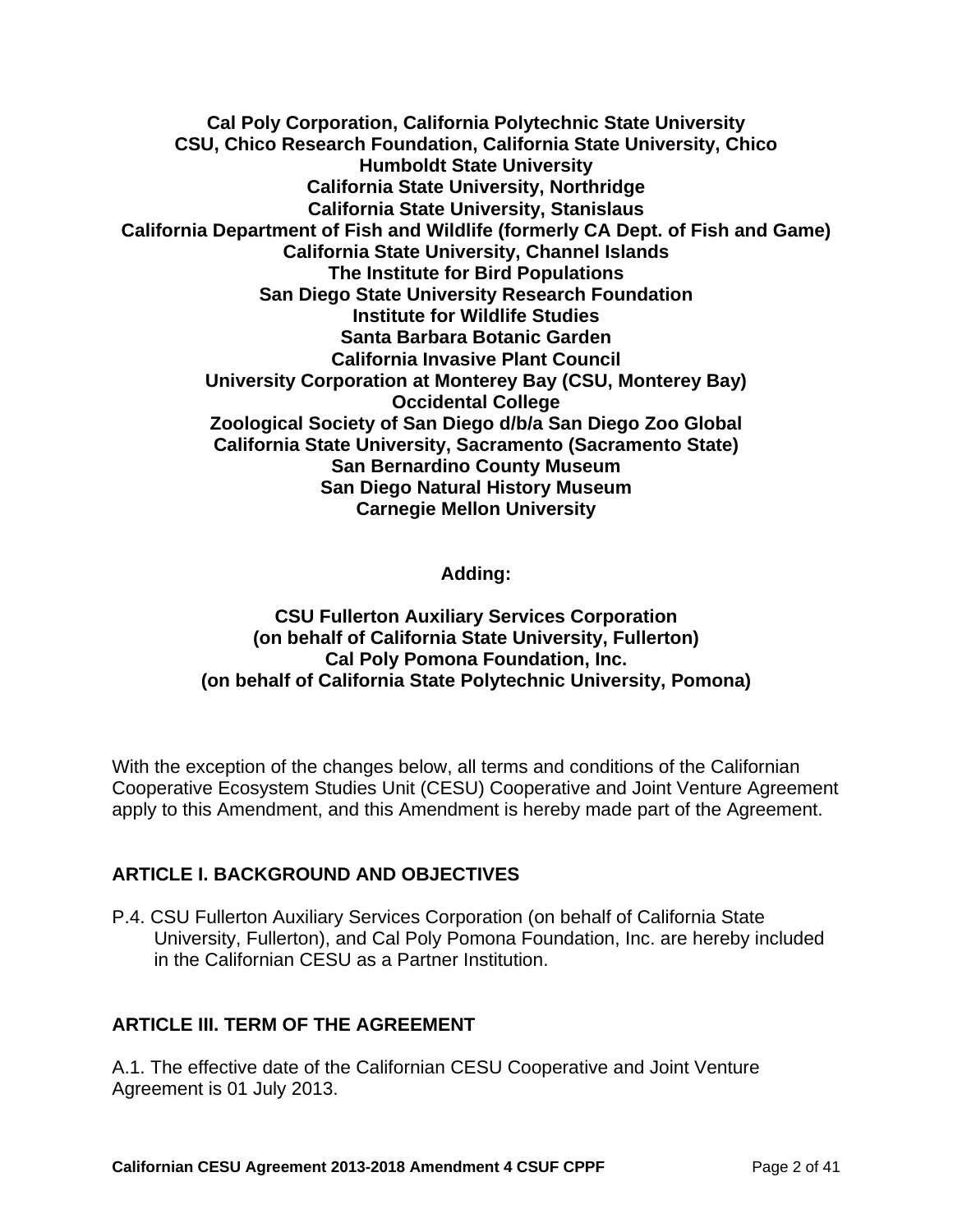**Cal Poly Corporation, California Polytechnic State University**
**CSU, Chico Research Foundation, California State University, Chico**
**Humboldt State University**
**California State University, Northridge**
**California State University, Stanislaus**
**California Department of Fish and Wildlife (formerly CA Dept. of Fish and Game)**
**California State University, Channel Islands**
**The Institute for Bird Populations**
**San Diego State University Research Foundation**
**Institute for Wildlife Studies**
**Santa Barbara Botanic Garden**
**California Invasive Plant Council**
**University Corporation at Monterey Bay (CSU, Monterey Bay)**
**Occidental College**
**Zoological Society of San Diego d/b/a San Diego Zoo Global**
**California State University, Sacramento (Sacramento State)**
**San Bernardino County Museum**
**San Diego Natural History Museum**
**Carnegie Mellon University**

**Adding:**

**CSU Fullerton Auxiliary Services Corporation**
**(on behalf of California State University, Fullerton)**
**Cal Poly Pomona Foundation, Inc.**
**(on behalf of California State Polytechnic University, Pomona)**

With the exception of the changes below, all terms and conditions of the Californian Cooperative Ecosystem Studies Unit (CESU) Cooperative and Joint Venture Agreement apply to this Amendment, and this Amendment is hereby made part of the Agreement.

## ARTICLE I. BACKGROUND AND OBJECTIVES

P.4. CSU Fullerton Auxiliary Services Corporation (on behalf of California State University, Fullerton), and Cal Poly Pomona Foundation, Inc. are hereby included in the Californian CESU as a Partner Institution.

## ARTICLE III. TERM OF THE AGREEMENT

A.1. The effective date of the Californian CESU Cooperative and Joint Venture Agreement is 01 July 2013.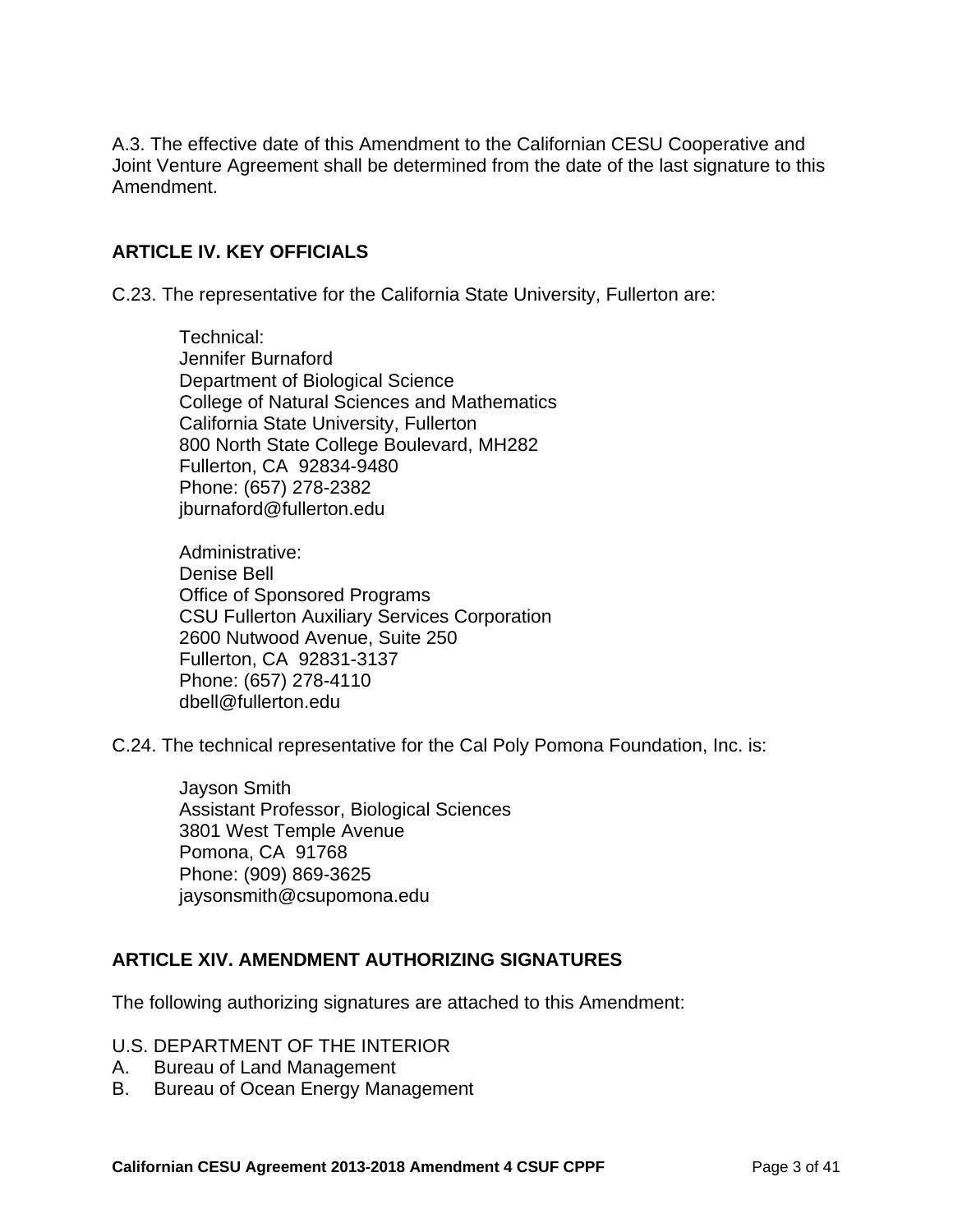A.3. The effective date of this Amendment to the Californian CESU Cooperative and Joint Venture Agreement shall be determined from the date of the last signature to this Amendment.

## ARTICLE IV. KEY OFFICIALS

C.23. The representative for the California State University, Fullerton are:

> Technical:
> Jennifer Burnaford
> Department of Biological Science
> College of Natural Sciences and Mathematics
> California State University, Fullerton
> 800 North State College Boulevard, MH282
> Fullerton, CA 92834-9480
> Phone: (657) 278-2382
> jburnaford@fullerton.edu

> Administrative:
> Denise Bell
> Office of Sponsored Programs
> CSU Fullerton Auxiliary Services Corporation
> 2600 Nutwood Avenue, Suite 250
> Fullerton, CA 92831-3137
> Phone: (657) 278-4110
> dbell@fullerton.edu

C.24. The technical representative for the Cal Poly Pomona Foundation, Inc. is:

> Jayson Smith
> Assistant Professor, Biological Sciences
> 3801 West Temple Avenue
> Pomona, CA 91768
> Phone: (909) 869-3625
> jaysonsmith@csupomona.edu

## ARTICLE XIV. AMENDMENT AUTHORIZING SIGNATURES

The following authorizing signatures are attached to this Amendment:

U.S. DEPARTMENT OF THE INTERIOR

A. Bureau of Land Management
B. Bureau of Ocean Energy Management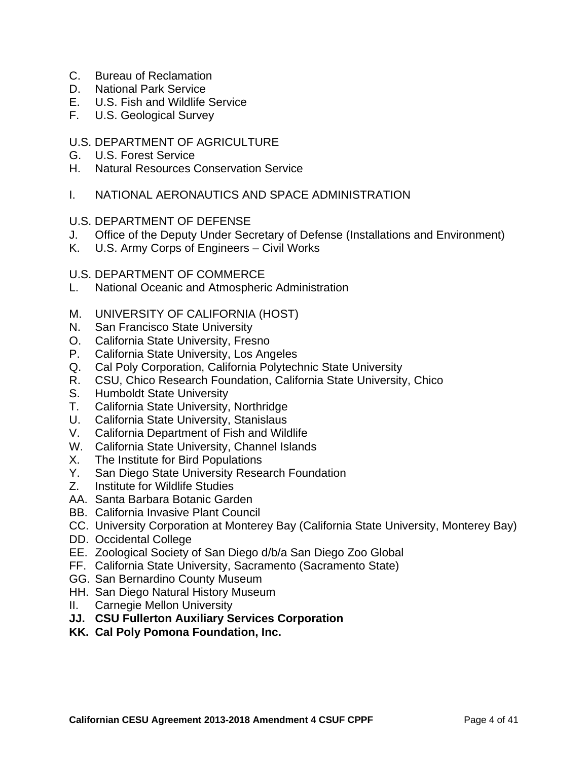C. Bureau of Reclamation
D. National Park Service
E. U.S. Fish and Wildlife Service
F. U.S. Geological Survey

U.S. DEPARTMENT OF AGRICULTURE
G. U.S. Forest Service
H. Natural Resources Conservation Service

I. NATIONAL AERONAUTICS AND SPACE ADMINISTRATION

U.S. DEPARTMENT OF DEFENSE
J. Office of the Deputy Under Secretary of Defense (Installations and Environment)
K. U.S. Army Corps of Engineers – Civil Works

U.S. DEPARTMENT OF COMMERCE
L. National Oceanic and Atmospheric Administration

M. UNIVERSITY OF CALIFORNIA (HOST)
N. San Francisco State University
O. California State University, Fresno
P. California State University, Los Angeles
Q. Cal Poly Corporation, California Polytechnic State University
R. CSU, Chico Research Foundation, California State University, Chico
S. Humboldt State University
T. California State University, Northridge
U. California State University, Stanislaus
V. California Department of Fish and Wildlife
W. California State University, Channel Islands
X. The Institute for Bird Populations
Y. San Diego State University Research Foundation
Z. Institute for Wildlife Studies
AA. Santa Barbara Botanic Garden
BB. California Invasive Plant Council
CC. University Corporation at Monterey Bay (California State University, Monterey Bay)
DD. Occidental College
EE. Zoological Society of San Diego d/b/a San Diego Zoo Global
FF. California State University, Sacramento (Sacramento State)
GG. San Bernardino County Museum
HH. San Diego Natural History Museum
II. Carnegie Mellon University
**JJ. CSU Fullerton Auxiliary Services Corporation**
**KK. Cal Poly Pomona Foundation, Inc.**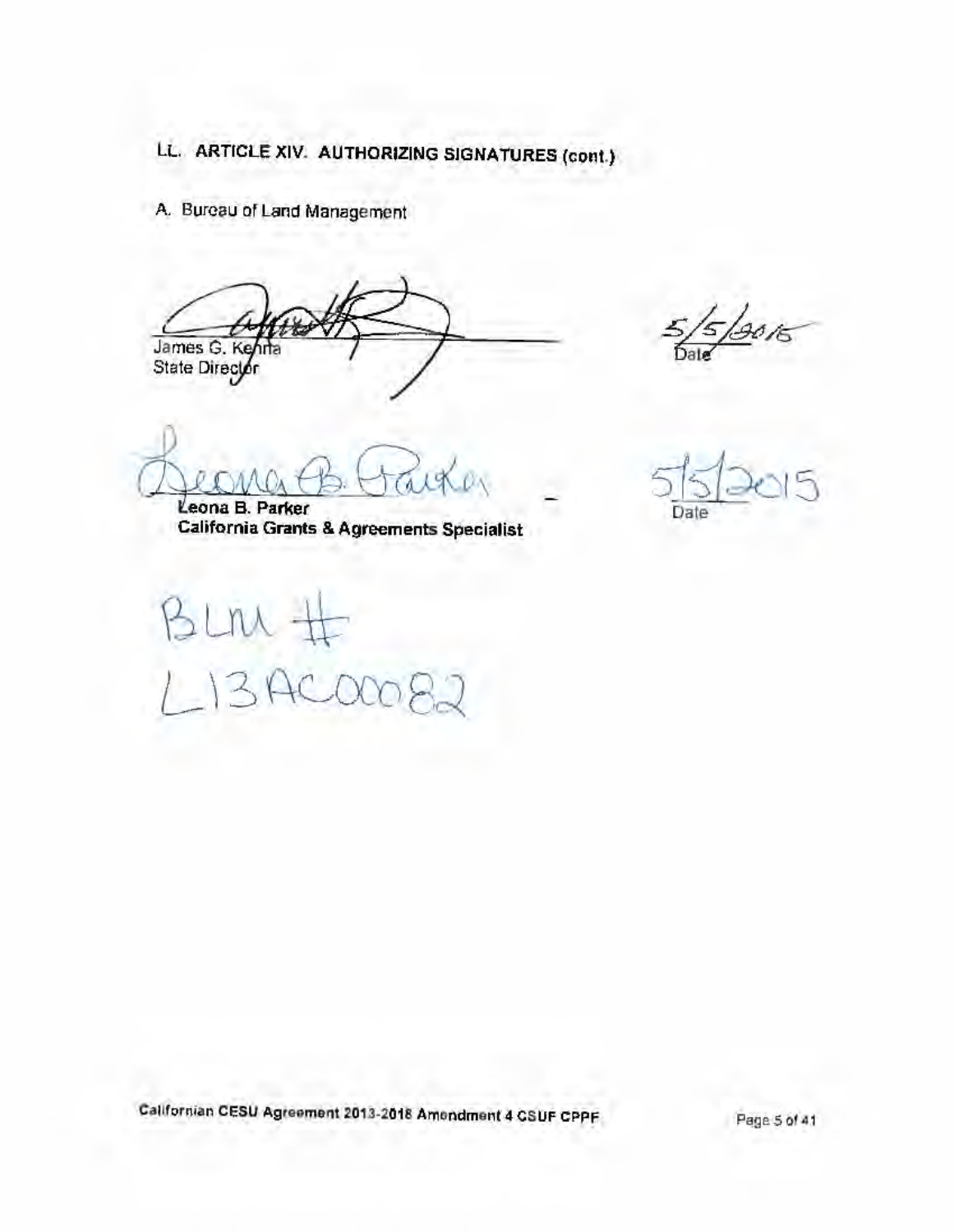## LL. ARTICLE XIV. AUTHORIZING SIGNATURES (cont.)

A. Bureau of Land Management

James G. Kenna
State Director

5/5/2015
Date

Leona B. Parker
**California Grants & Agreements Specialist**

5/5/2015
Date

BLM #
L13AC00082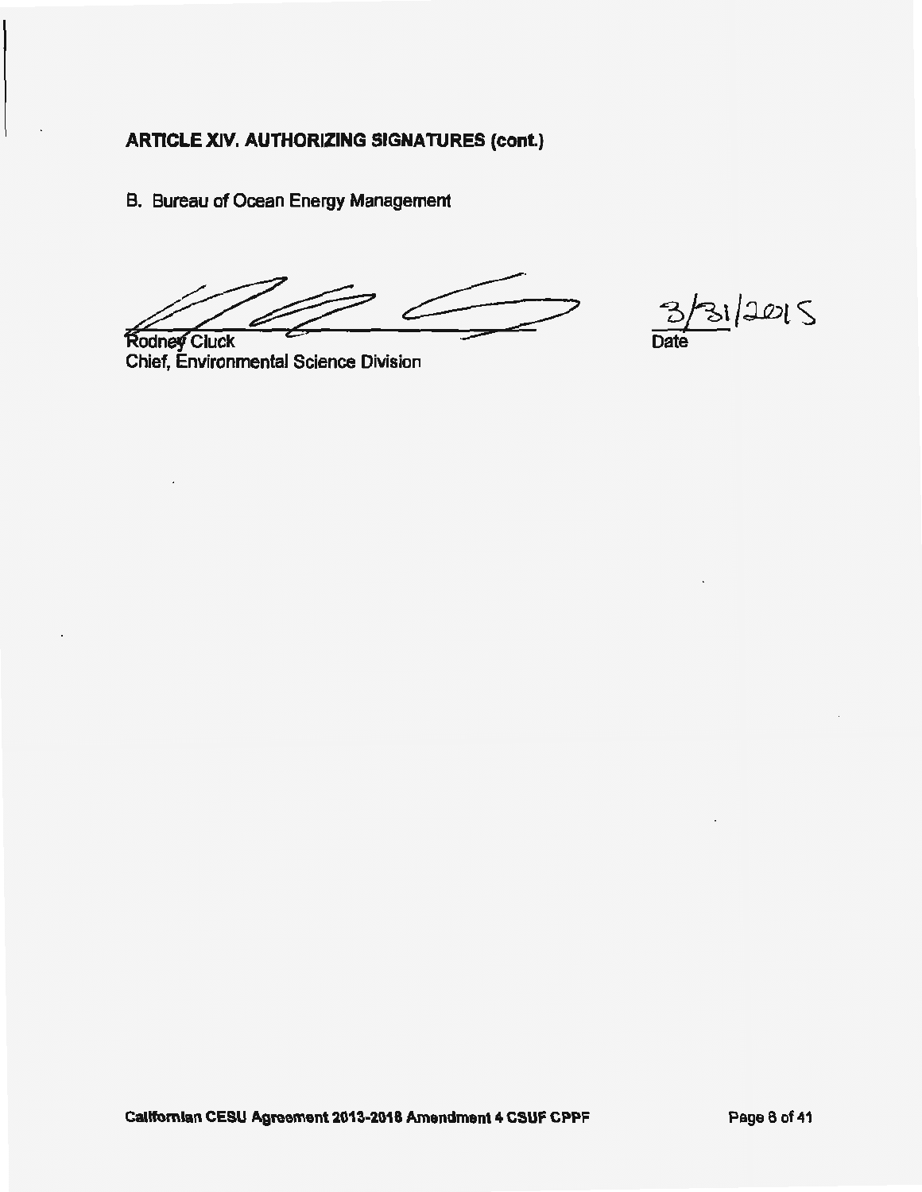## ARTICLE XIV. AUTHORIZING SIGNATURES (cont.)

B. Bureau of Ocean Energy Management

Rodney Cluck
Chief, Environmental Science Division

3/31/2015
Date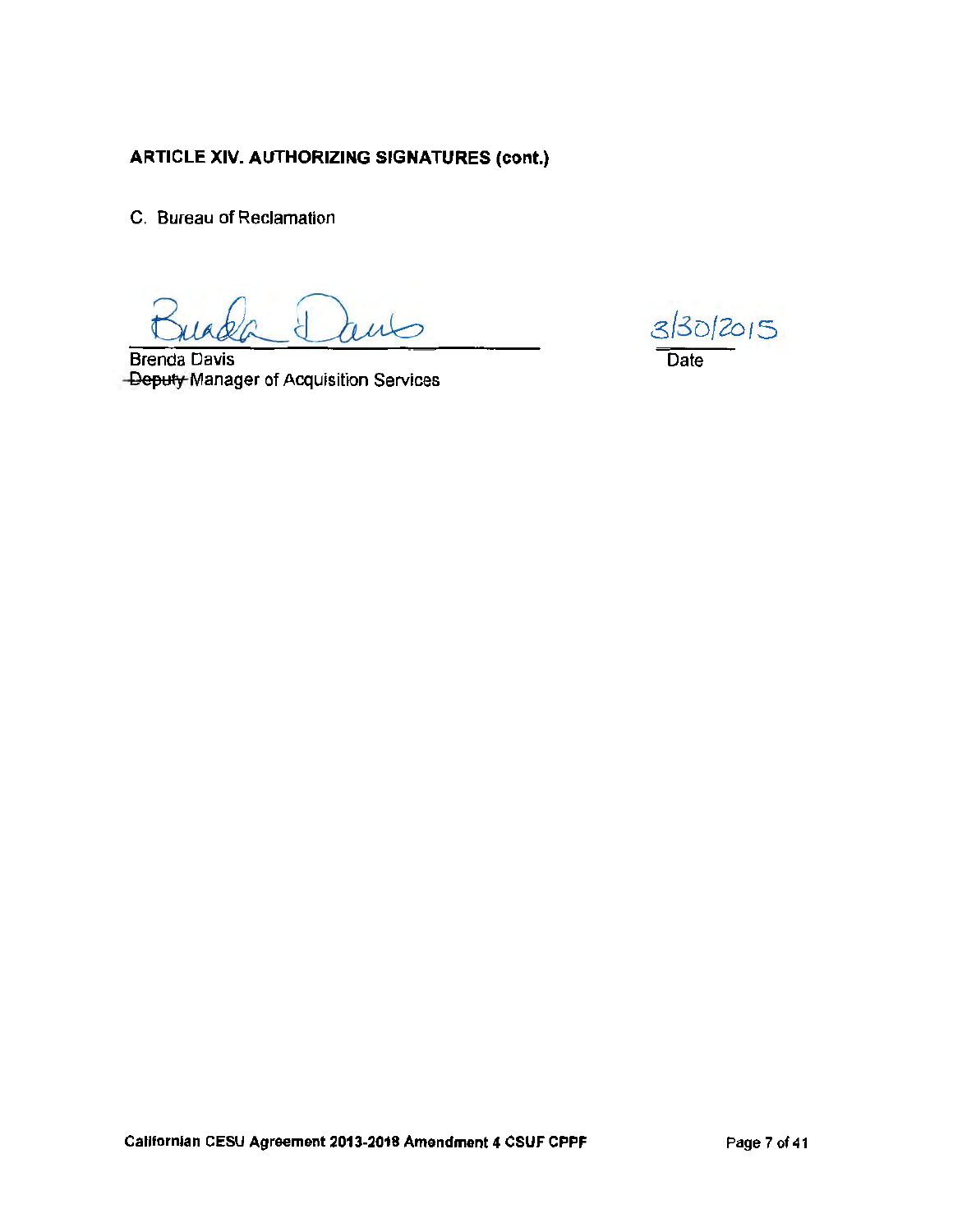**ARTICLE XIV. AUTHORIZING SIGNATURES (cont.)**

C. Bureau of Reclamation

Brenda Davis
~~Deputy~~ Manager of Acquisition Services

3/30/2015
Date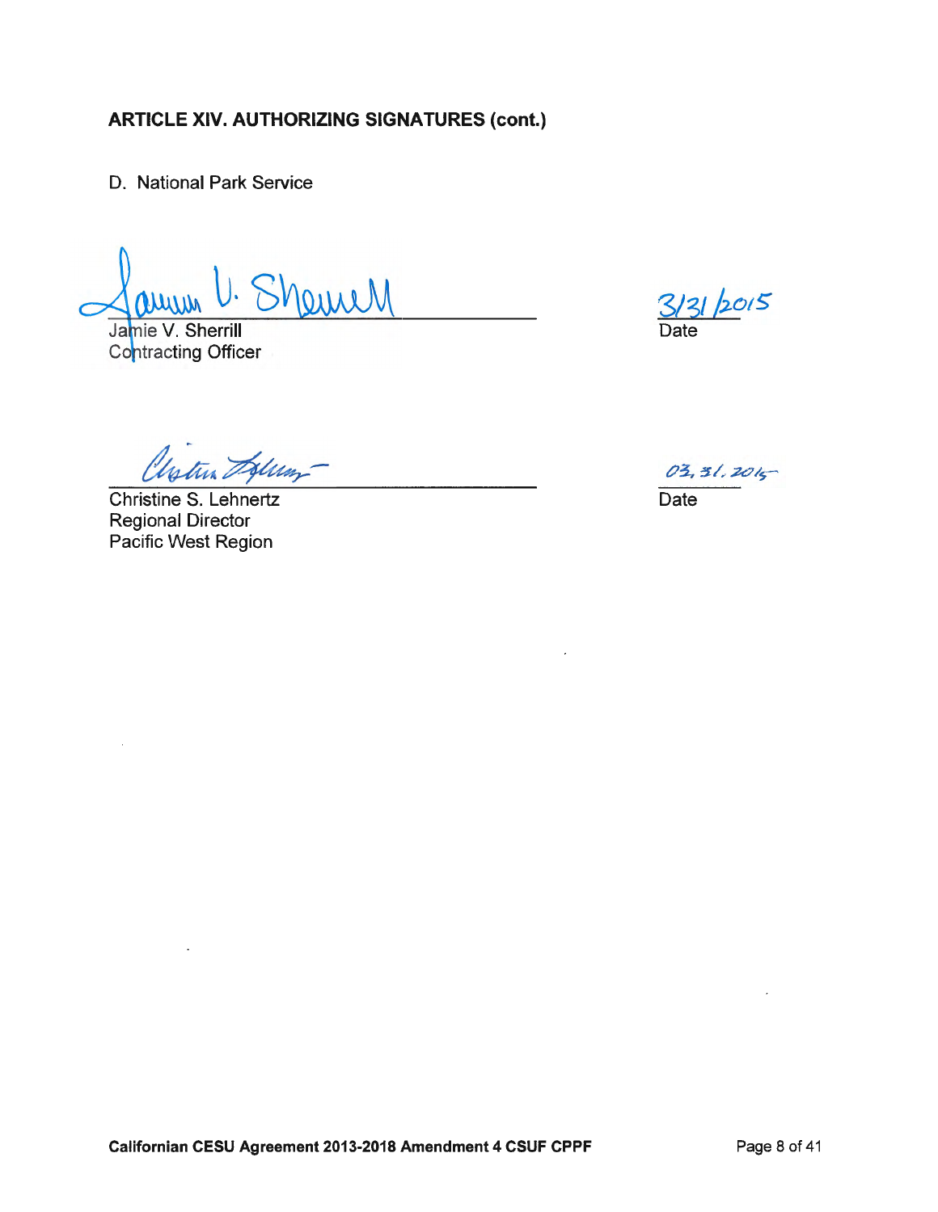### ARTICLE XIV. AUTHORIZING SIGNATURES (cont.)

D. National Park Service

Jamie V. Sherrill
Contracting Officer

3/31/2015
Date

Christine S. Lehnertz
Regional Director
Pacific West Region

03.31.2015
Date

**Californian CESU Agreement 2013-2018 Amendment 4 CSUF CPPF**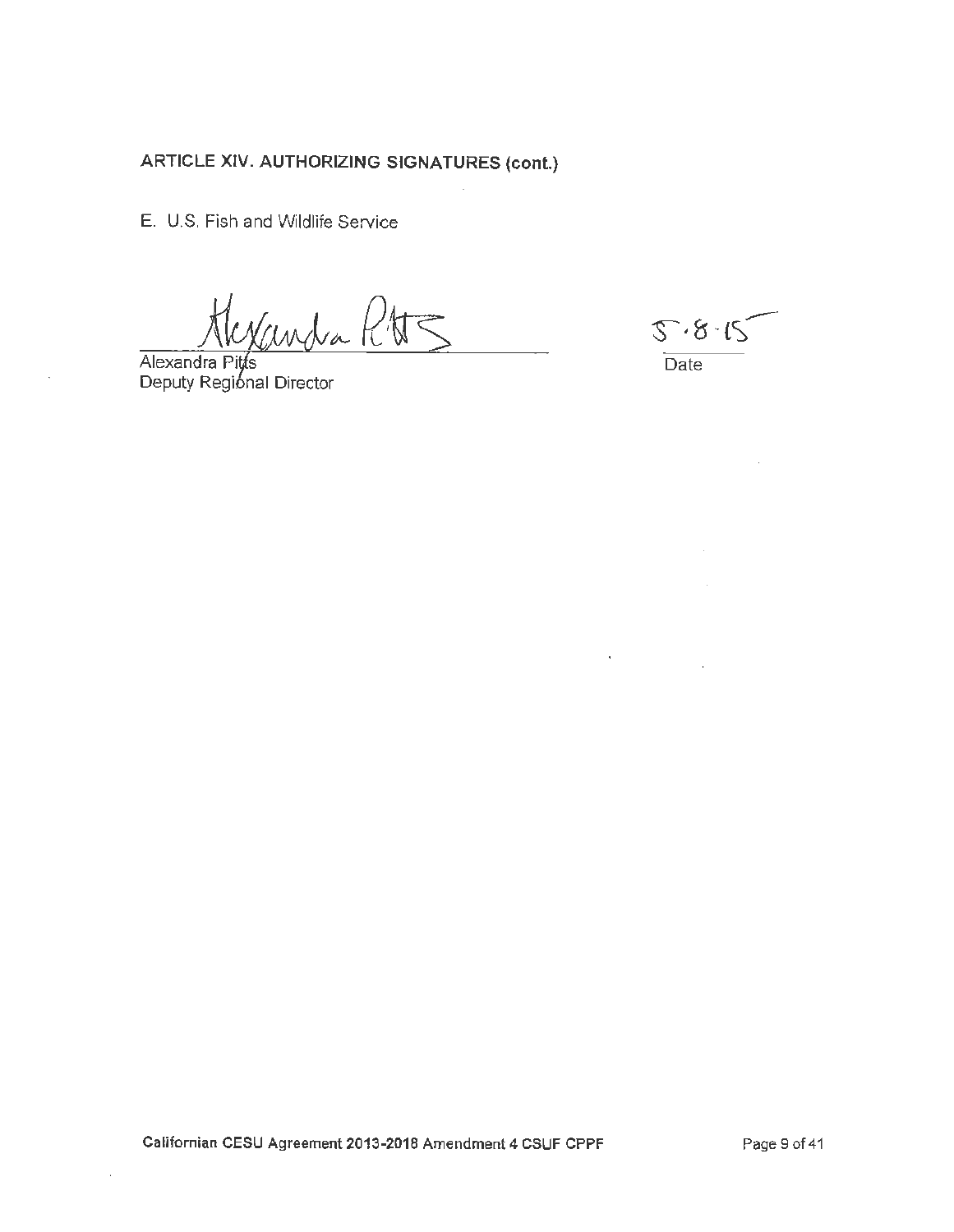**ARTICLE XIV. AUTHORIZING SIGNATURES (cont.)**

E. U.S. Fish and Wildlife Service

Alexandra Pitts
Deputy Regional Director

5.8.15
Date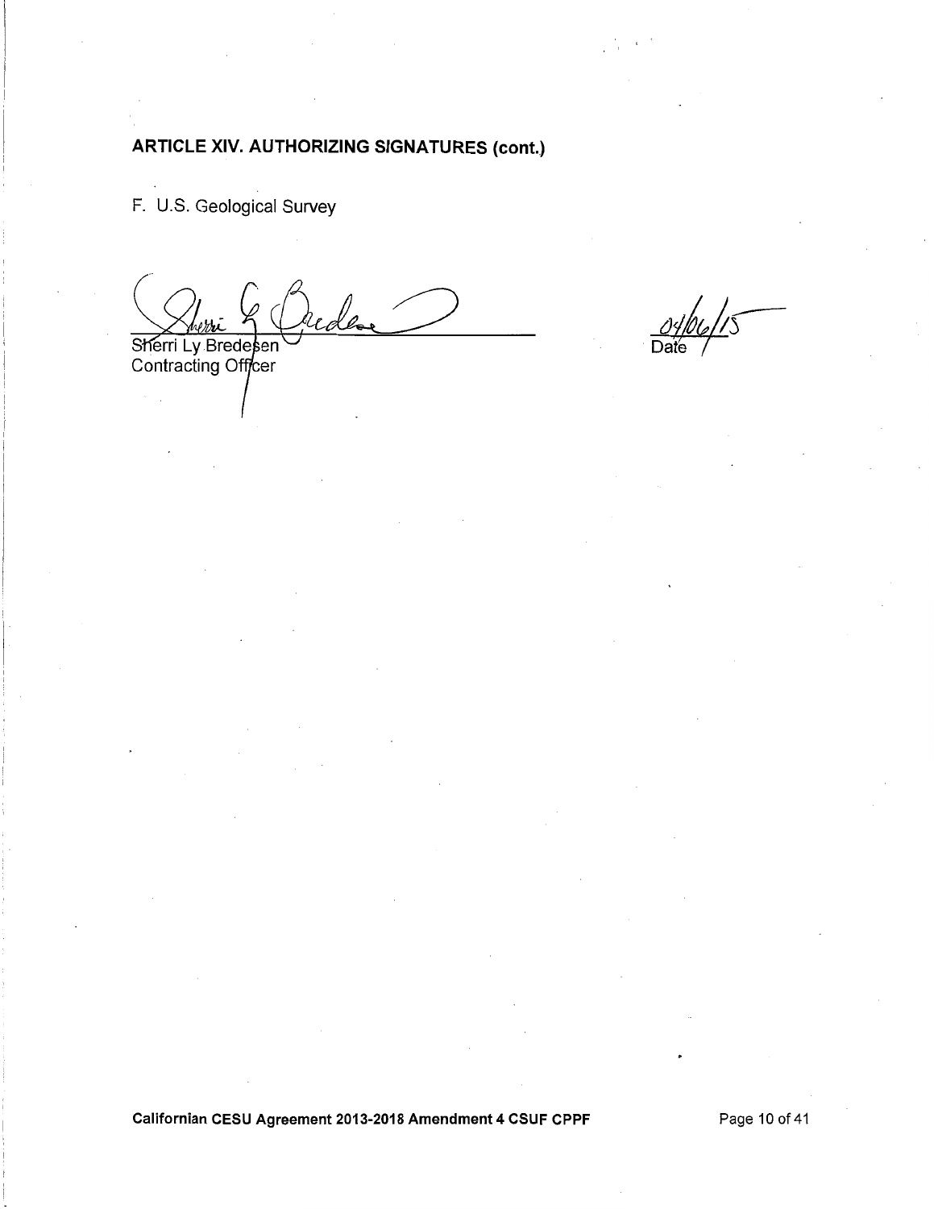## ARTICLE XIV. AUTHORIZING SIGNATURES (cont.)

F. U.S. Geological Survey

Sherri Ly Bredesen
Contracting Officer

04/06/15
Date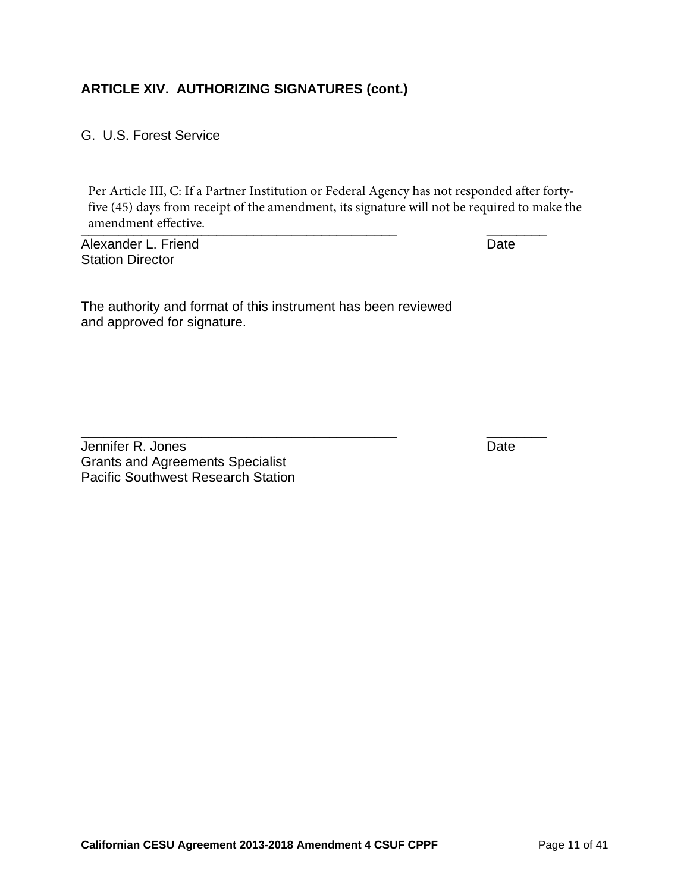### ARTICLE XIV. AUTHORIZING SIGNATURES (cont.)

G. U.S. Forest Service

Per Article III, C: If a Partner Institution or Federal Agency has not responded after forty-five (45) days from receipt of the amendment, its signature will not be required to make the amendment effective.

\_\_\_\_\_\_\_\_\_\_\_\_\_\_\_\_\_\_\_\_\_\_\_\_\_\_\_\_\_\_\_\_\_\_\_\_\_\_\_\_\_\_\_\_ \_\_\_\_\_\_\_\_\_\_

Alexander L. Friend Date
Station Director

The authority and format of this instrument has been reviewed and approved for signature.

\_\_\_\_\_\_\_\_\_\_\_\_\_\_\_\_\_\_\_\_\_\_\_\_\_\_\_\_\_\_\_\_\_\_\_\_\_\_\_\_\_\_\_\_ \_\_\_\_\_\_\_\_\_\_

Jennifer R. Jones Date
Grants and Agreements Specialist
Pacific Southwest Research Station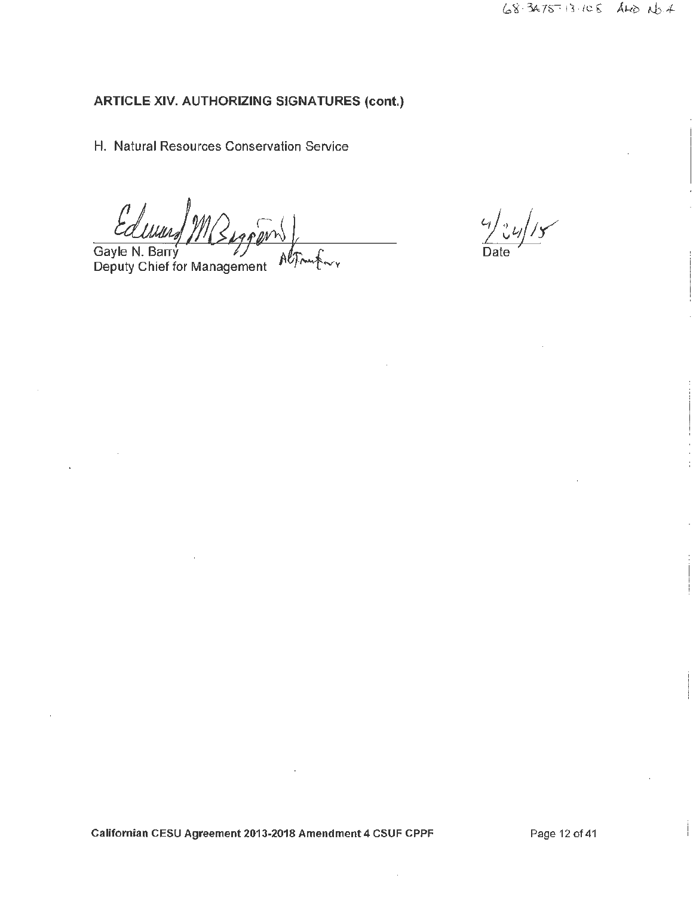68-3A75-13-108 AMD No 4

**ARTICLE XIV. AUTHORIZING SIGNATURES (cont.)**

H. Natural Resources Conservation Service

Edward M Biggers Jr.
Gayle N. Barry
Deputy Chief for Management ACTING FOR

4/24/15
Date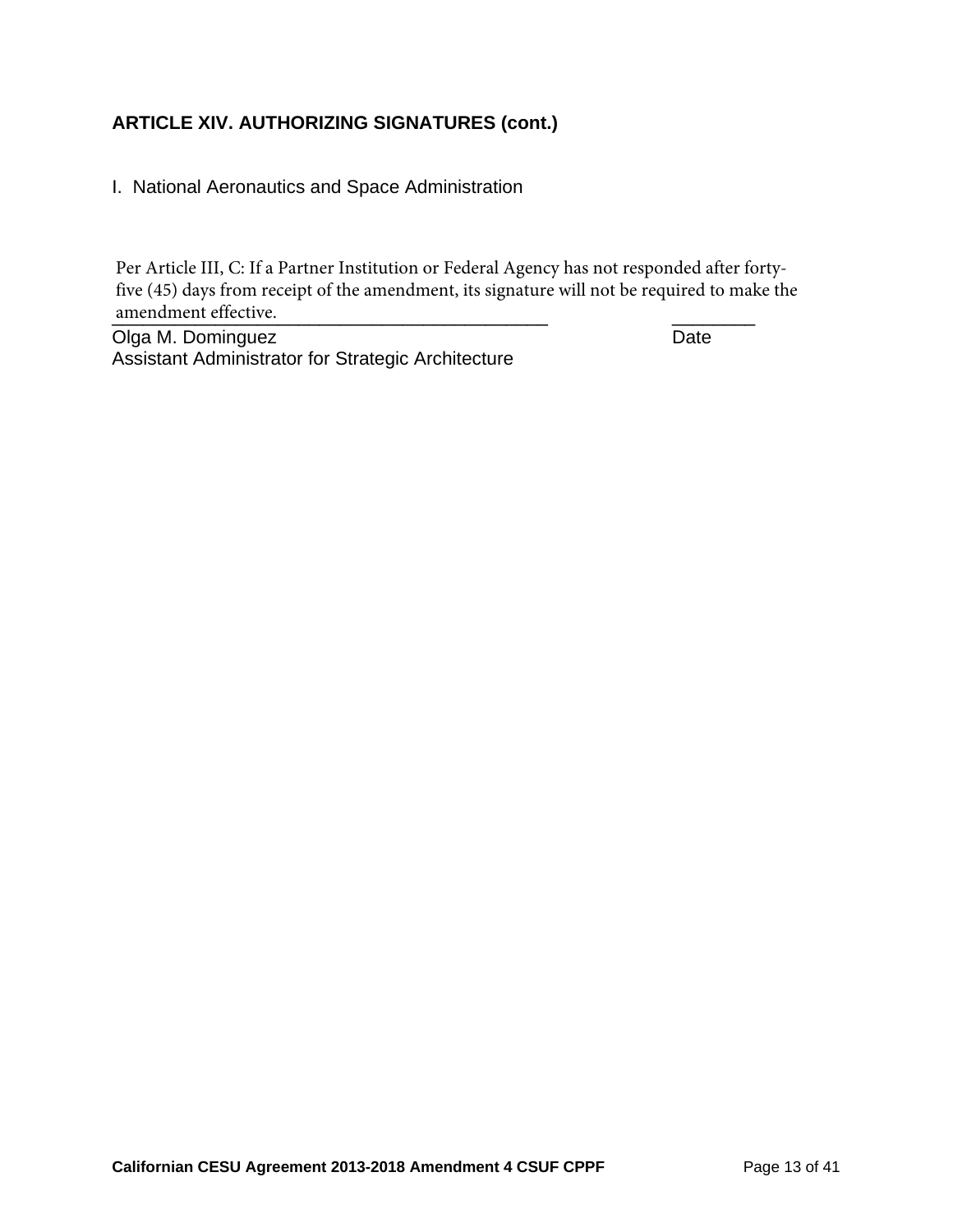**ARTICLE XIV. AUTHORIZING SIGNATURES (cont.)**

I. National Aeronautics and Space Administration

Per Article III, C: If a Partner Institution or Federal Agency has not responded after forty-five (45) days from receipt of the amendment, its signature will not be required to make the amendment effective.

\_\_\_\_\_\_\_\_\_\_\_\_\_\_\_\_\_\_\_\_\_\_\_\_\_\_\_\_\_\_\_\_\_\_\_\_\_\_\_\_\_\_\_ \_\_\_\_\_\_\_\_

Olga M. Dominguez Date

Assistant Administrator for Strategic Architecture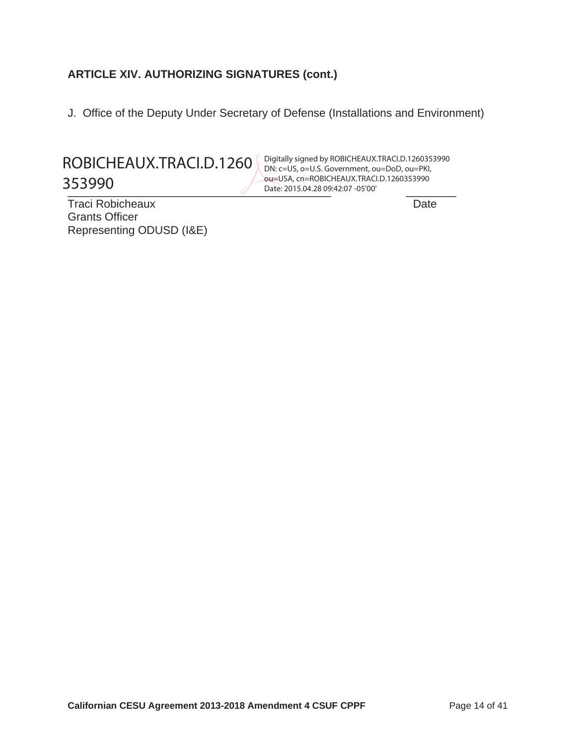**ARTICLE XIV. AUTHORIZING SIGNATURES (cont.)**

J. Office of the Deputy Under Secretary of Defense (Installations and Environment)

ROBICHEAUX.TRACI.D.1260353990

Digitally signed by ROBICHEAUX.TRACI.D.1260353990
DN: c=US, o=U.S. Government, ou=DoD, ou=PKI, ou=USA, cn=ROBICHEAUX.TRACI.D.1260353990
Date: 2015.04.28 09:42:07 -05'00'

\_\_\_\_\_\_\_\_\_\_\_\_\_\_\_\_\_\_\_\_\_\_\_\_\_\_\_\_\_\_\_\_\_\_\_\_\_\_\_\_ \_\_\_\_\_\_\_\_

Traci Robicheaux — Date
Grants Officer
Representing ODUSD (I&E)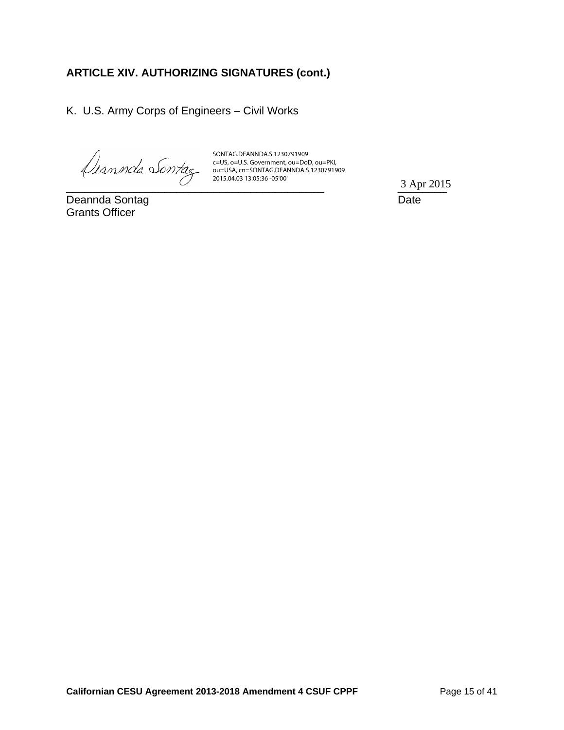## ARTICLE XIV. AUTHORIZING SIGNATURES (cont.)

K. U.S. Army Corps of Engineers – Civil Works

SONTAG.DEANNDA.S.1230791909
c=US, o=U.S. Government, ou=DoD, ou=PKI,
ou=USA, cn=SONTAG.DEANNDA.S.1230791909
2015.04.03 13:05:36 -05'00'

_____________________________________________ 3 Apr 2015

Deannda Sontag Date

Grants Officer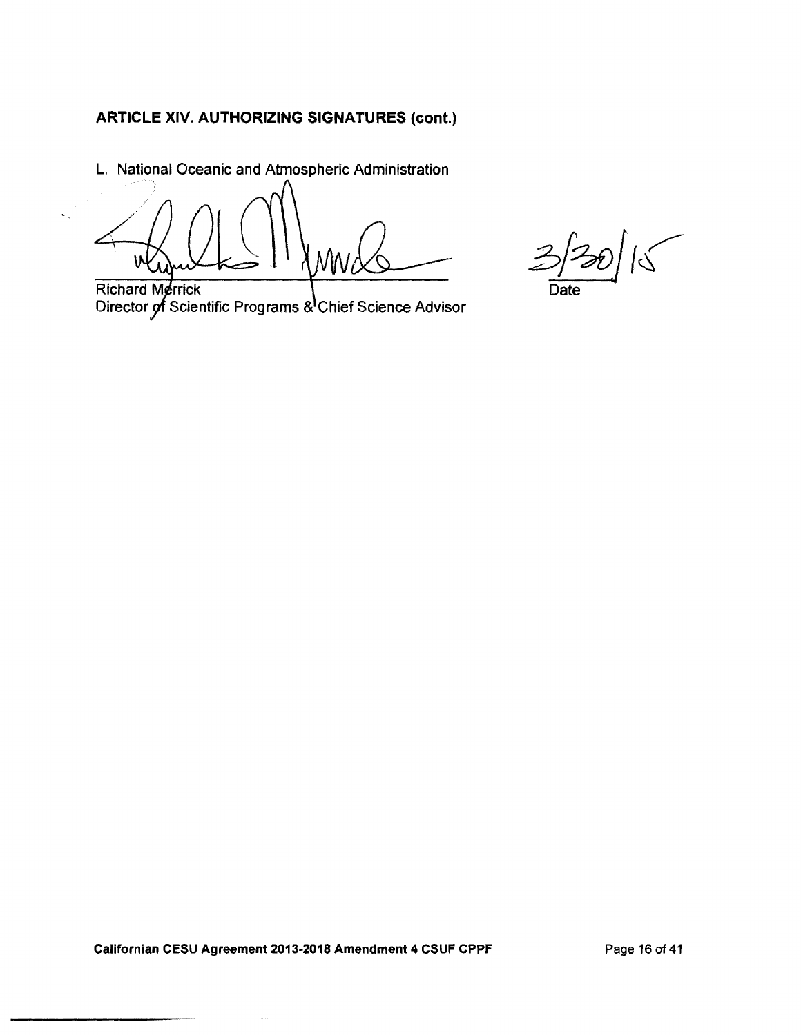**ARTICLE XIV. AUTHORIZING SIGNATURES (cont.)**

L. National Oceanic and Atmospheric Administration

Richard Merrick
Director of Scientific Programs & Chief Science Advisor

3/30/15
Date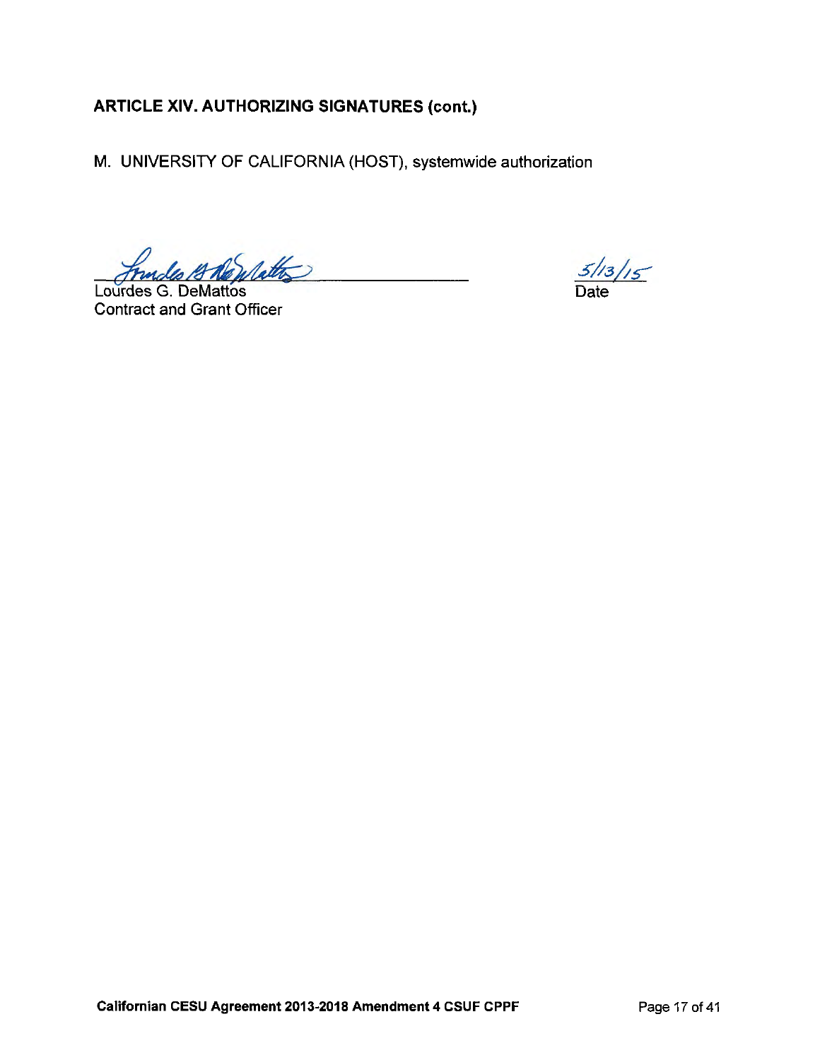## ARTICLE XIV. AUTHORIZING SIGNATURES (cont.)

M. UNIVERSITY OF CALIFORNIA (HOST), systemwide authorization

Lourdes G. DeMattos
Contract and Grant Officer

5/13/15
Date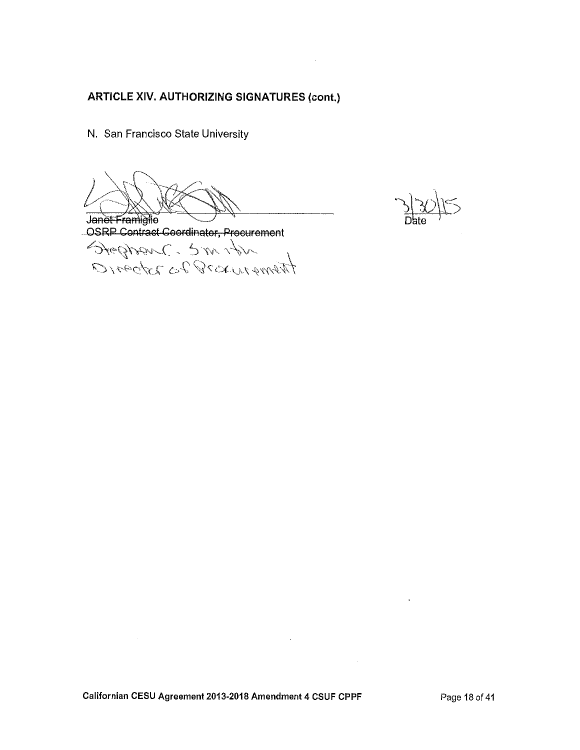**ARTICLE XIV. AUTHORIZING SIGNATURES (cont.)**

N. San Francisco State University

~~Janet Framiglio~~
~~OSRP Contract Coordinator, Procurement~~
Stephen C. Smith
Director of Procurement

3/30/15
Date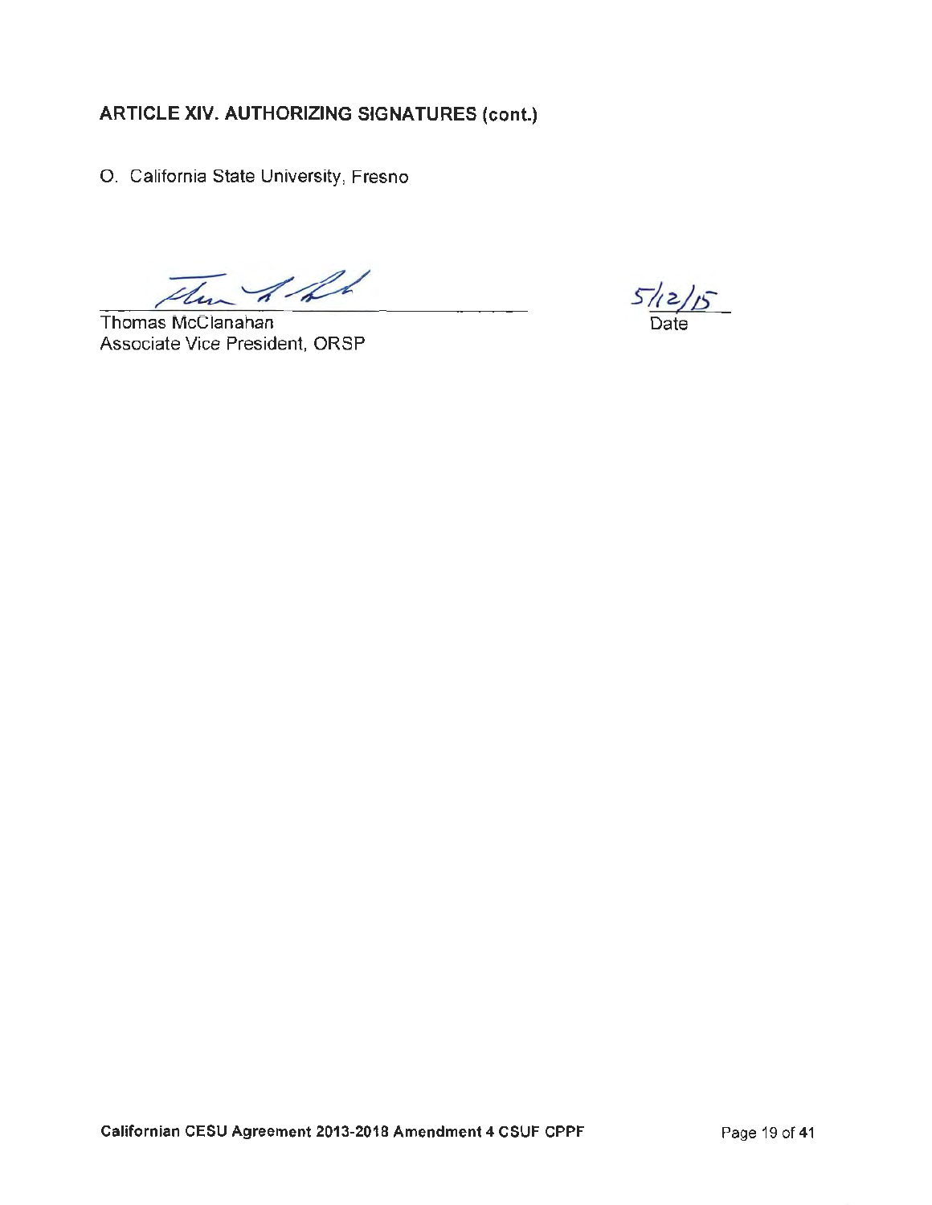## ARTICLE XIV. AUTHORIZING SIGNATURES (cont.)

O. California State University, Fresno

Thomas McClanahan
Associate Vice President, ORSP

5/12/15
Date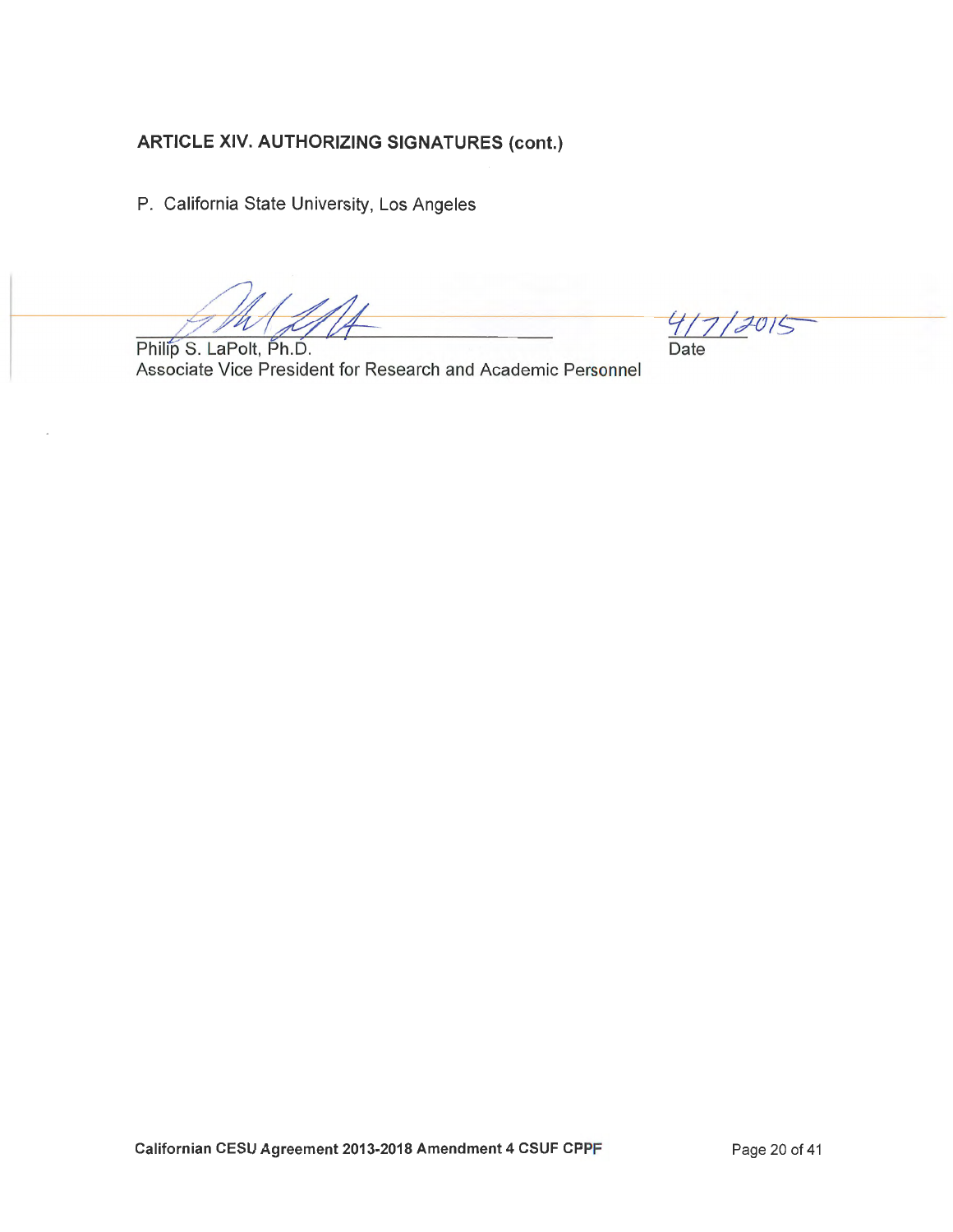**ARTICLE XIV. AUTHORIZING SIGNATURES (cont.)**

P. California State University, Los Angeles

Philip S. LaPolt, Ph.D.
Associate Vice President for Research and Academic Personnel

4/7/2015
Date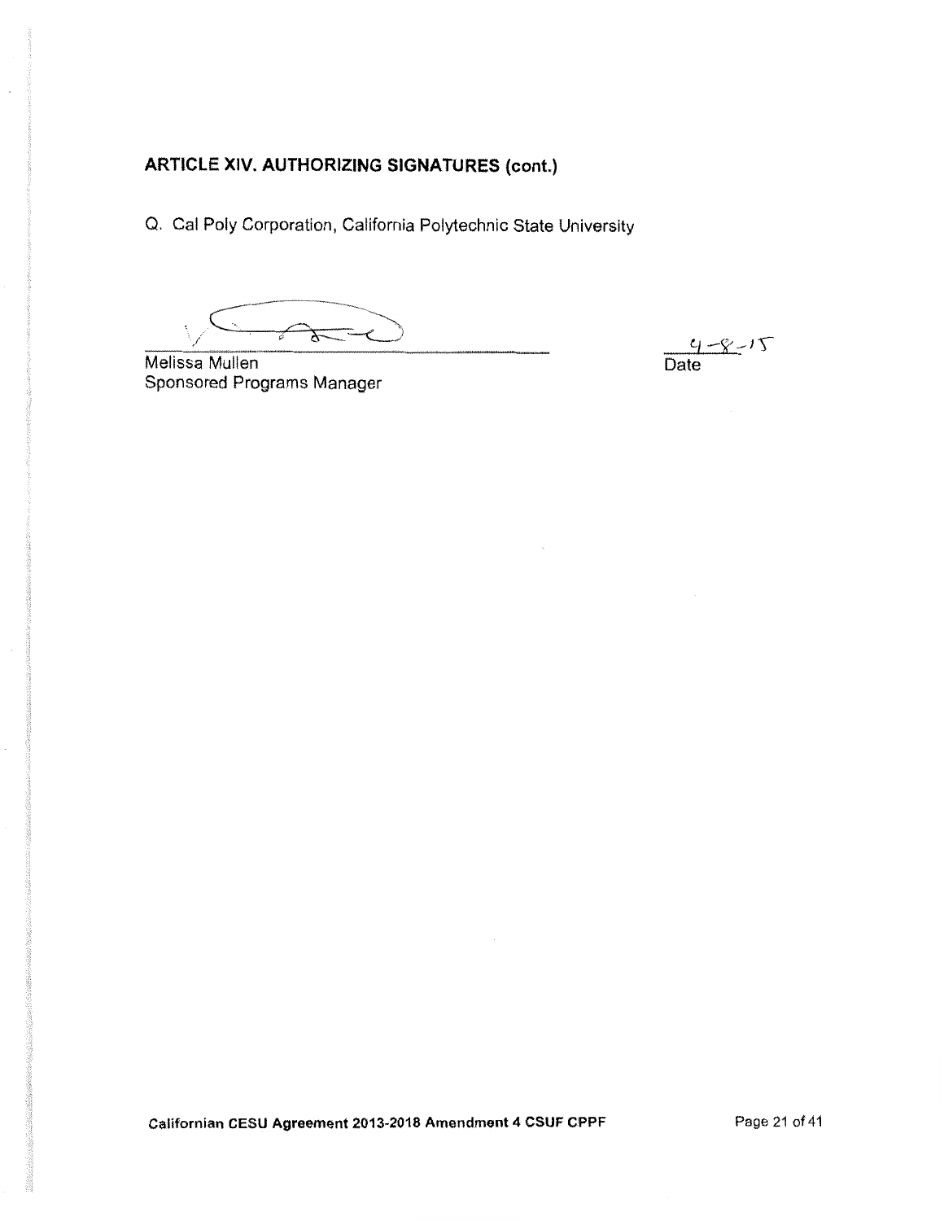**ARTICLE XIV. AUTHORIZING SIGNATURES (cont.)**

Q. Cal Poly Corporation, California Polytechnic State University

Melissa Mullen
Sponsored Programs Manager

9-8-15
Date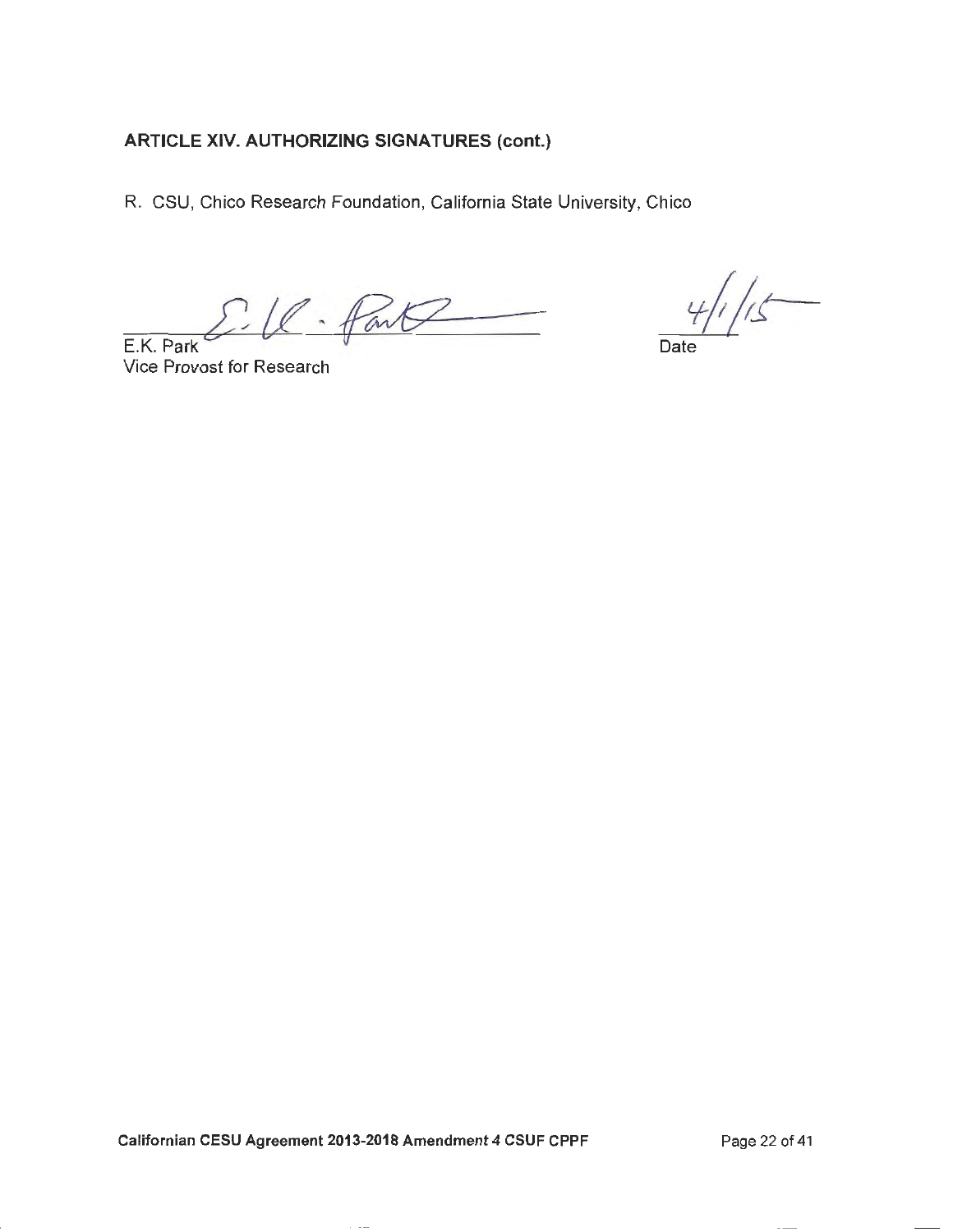**ARTICLE XIV. AUTHORIZING SIGNATURES (cont.)**

R. CSU, Chico Research Foundation, California State University, Chico

E.K. Park
Vice Provost for Research

4/1/15
Date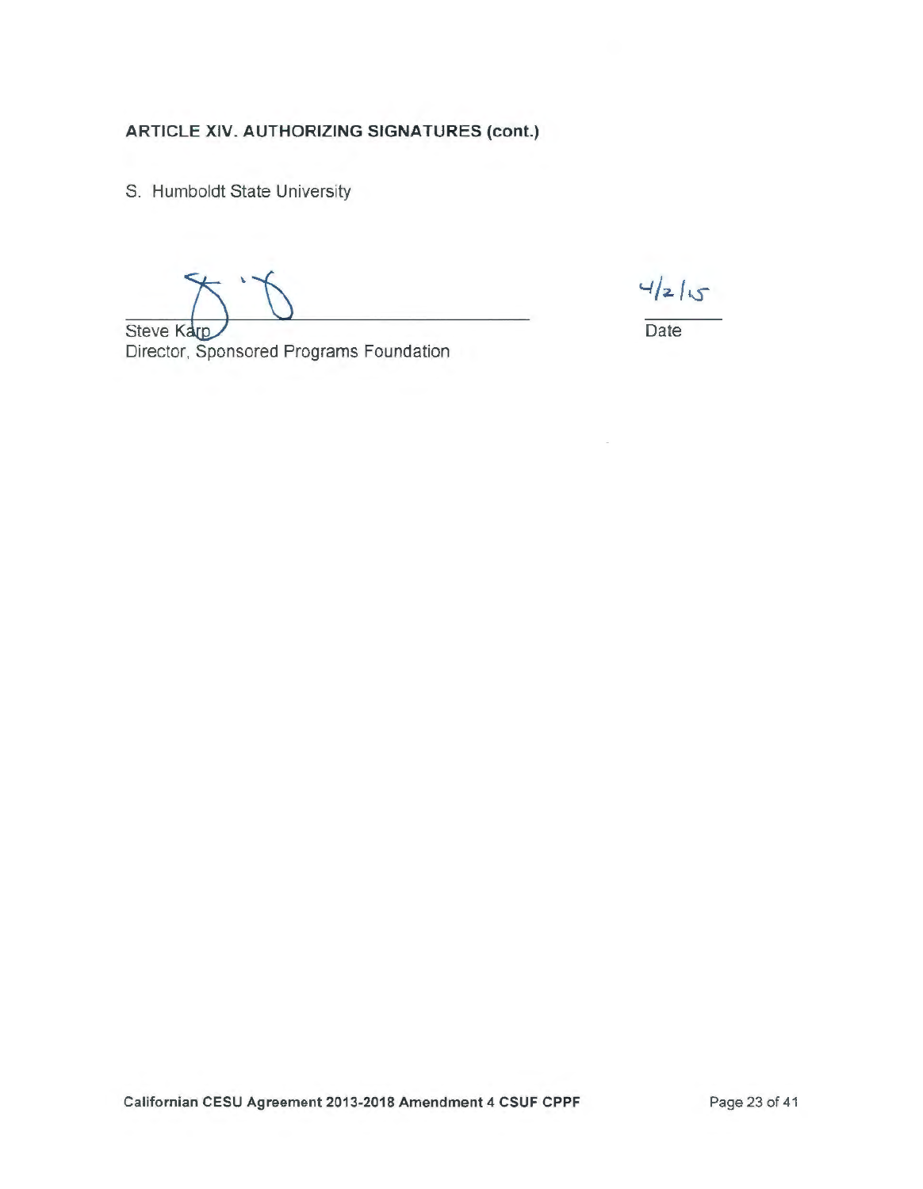**ARTICLE XIV. AUTHORIZING SIGNATURES (cont.)**

S. Humboldt State University

______________________________ 4/2/15

Steve Karp
Director, Sponsored Programs Foundation

Date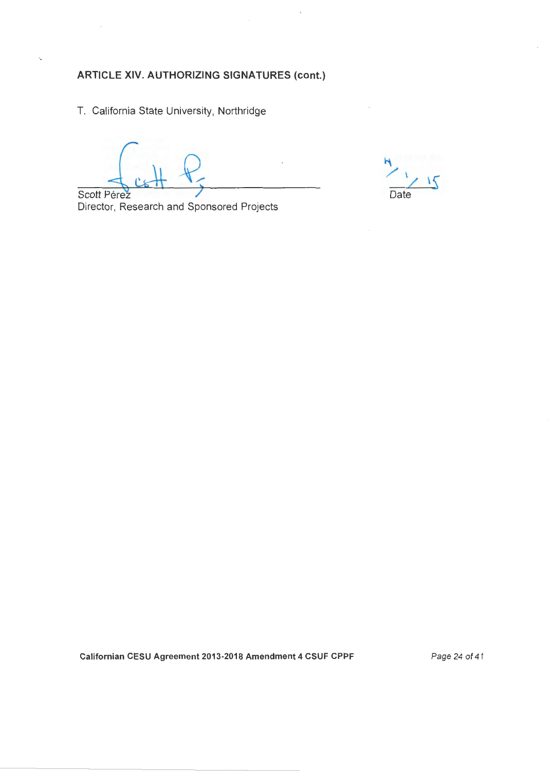**ARTICLE XIV. AUTHORIZING SIGNATURES (cont.)**

T. California State University, Northridge

Scott Pérez
Director, Research and Sponsored Projects

4/1/15
Date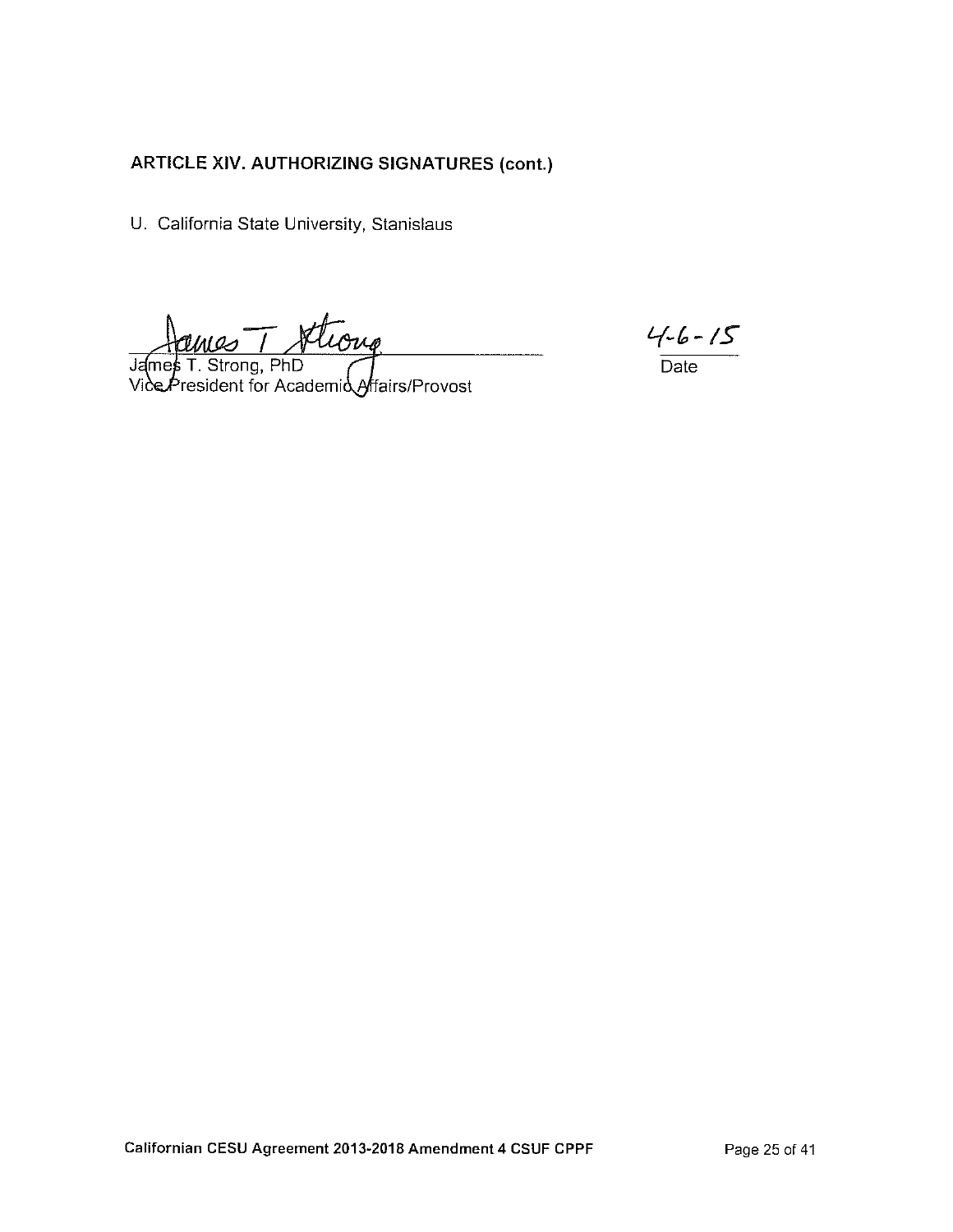**ARTICLE XIV. AUTHORIZING SIGNATURES (cont.)**

U. California State University, Stanislaus

James T. Strong, PhD
Vice President for Academic Affairs/Provost

4-6-15
Date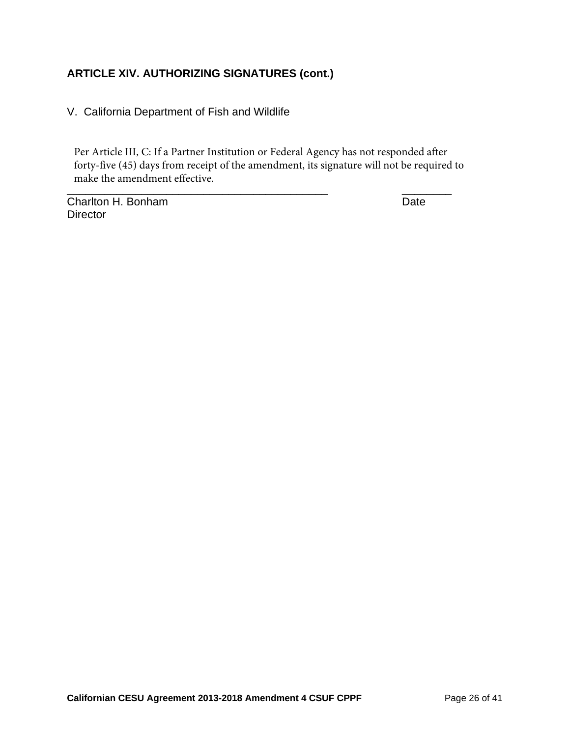### ARTICLE XIV. AUTHORIZING SIGNATURES (cont.)

V. California Department of Fish and Wildlife

Per Article III, C: If a Partner Institution or Federal Agency has not responded after forty-five (45) days from receipt of the amendment, its signature will not be required to make the amendment effective.

\_\_\_\_\_\_\_\_\_\_\_\_\_\_\_\_\_\_\_\_\_\_\_\_\_\_\_\_\_\_\_\_\_\_\_\_\_\_\_\_\_\_\_\_ \_\_\_\_\_\_\_\_

Charlton H. Bonham Date

Director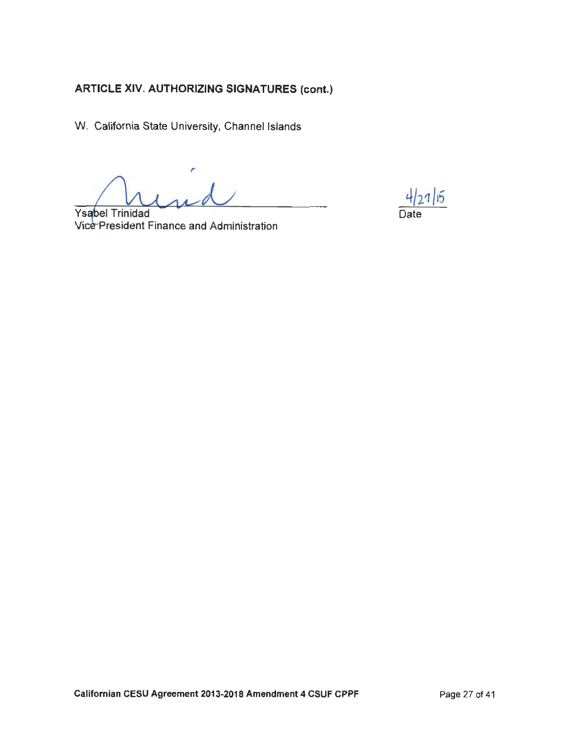**ARTICLE XIV. AUTHORIZING SIGNATURES (cont.)**

W. California State University, Channel Islands

Ysabel Trinidad
Vice President Finance and Administration

4/27/15
Date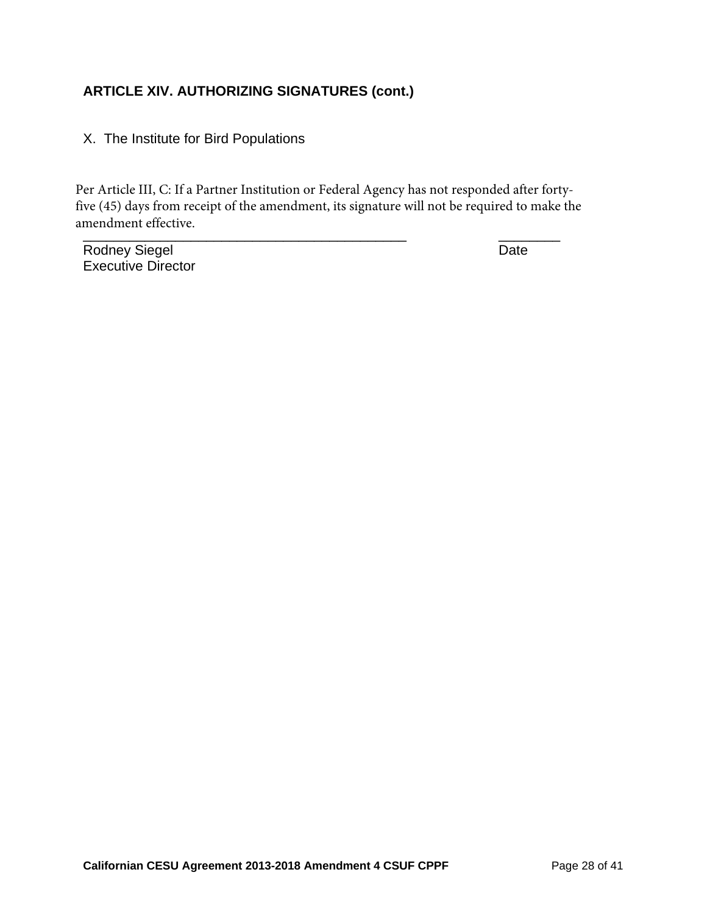### ARTICLE XIV. AUTHORIZING SIGNATURES (cont.)

X. The Institute for Bird Populations

Per Article III, C: If a Partner Institution or Federal Agency has not responded after forty-five (45) days from receipt of the amendment, its signature will not be required to make the amendment effective.

\_\_\_\_\_\_\_\_\_\_\_\_\_\_\_\_\_\_\_\_\_\_\_\_\_\_\_\_\_\_\_\_\_\_\_\_\_\_\_\_\_\_\_\_ \_\_\_\_\_\_\_\_

Rodney Siegel Date

Executive Director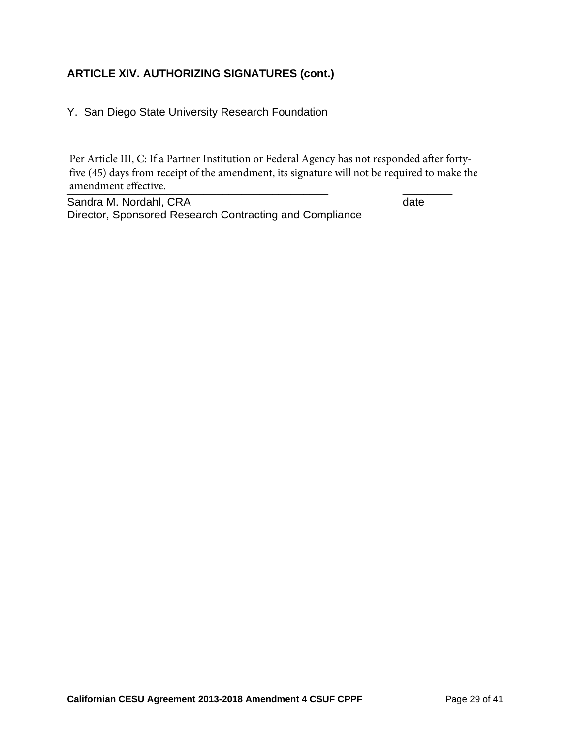### ARTICLE XIV. AUTHORIZING SIGNATURES (cont.)

Y. San Diego State University Research Foundation

Per Article III, C: If a Partner Institution or Federal Agency has not responded after forty-five (45) days from receipt of the amendment, its signature will not be required to make the amendment effective.

_____________________________________________ ________

Sandra M. Nordahl, CRA date

Director, Sponsored Research Contracting and Compliance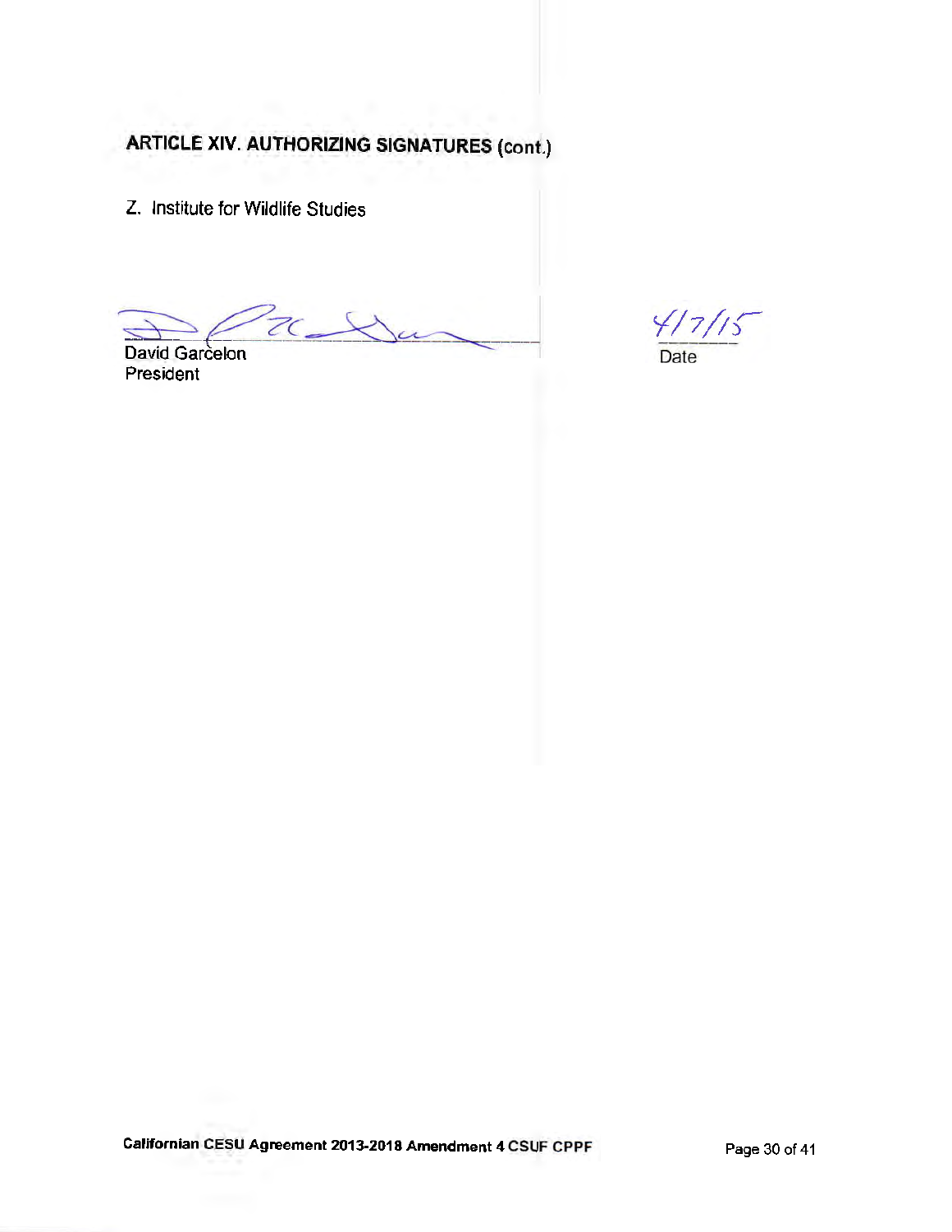## ARTICLE XIV. AUTHORIZING SIGNATURES (cont.)

Z. Institute for Wildlife Studies

David Garcelon
President

4/7/15
Date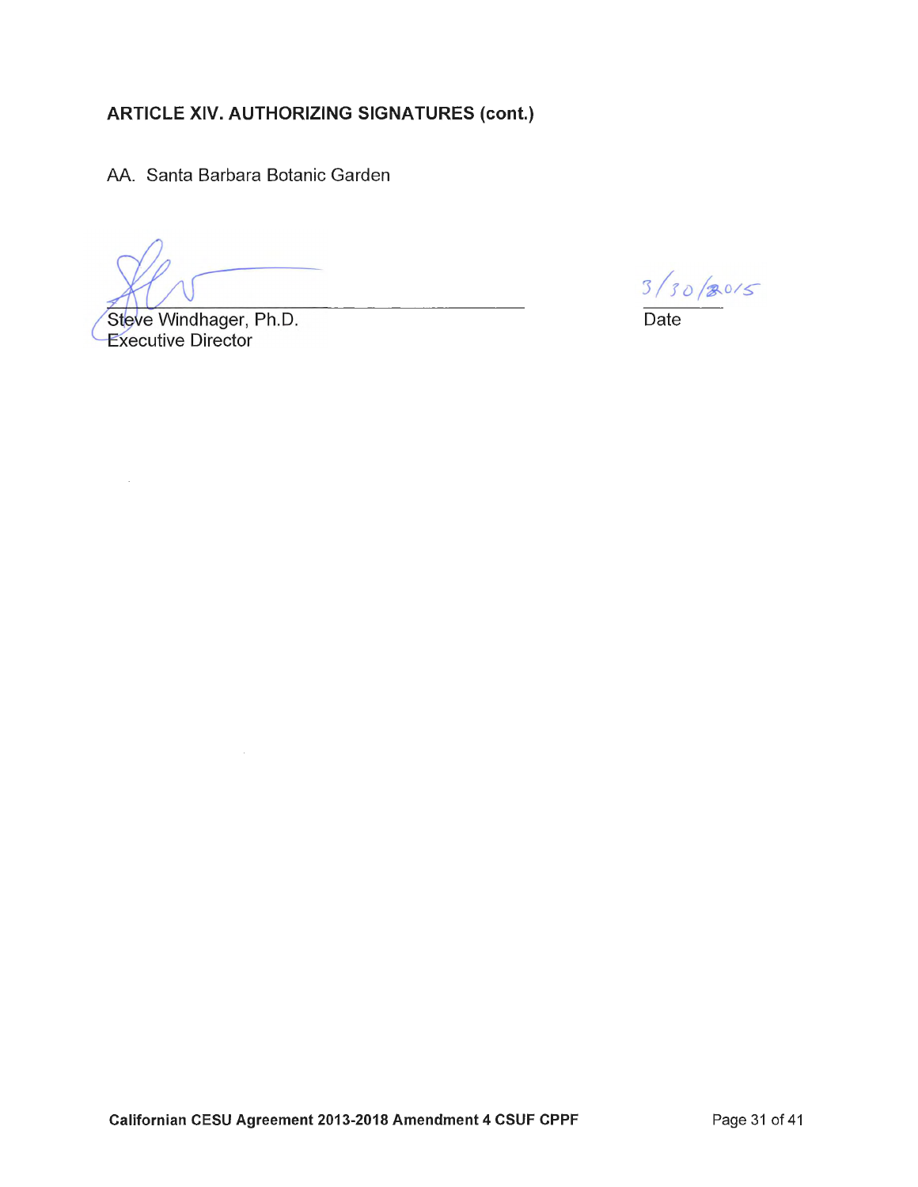## ARTICLE XIV. AUTHORIZING SIGNATURES (cont.)

AA. Santa Barbara Botanic Garden

Steve Windhager, Ph.D.
Executive Director

3/30/2015
Date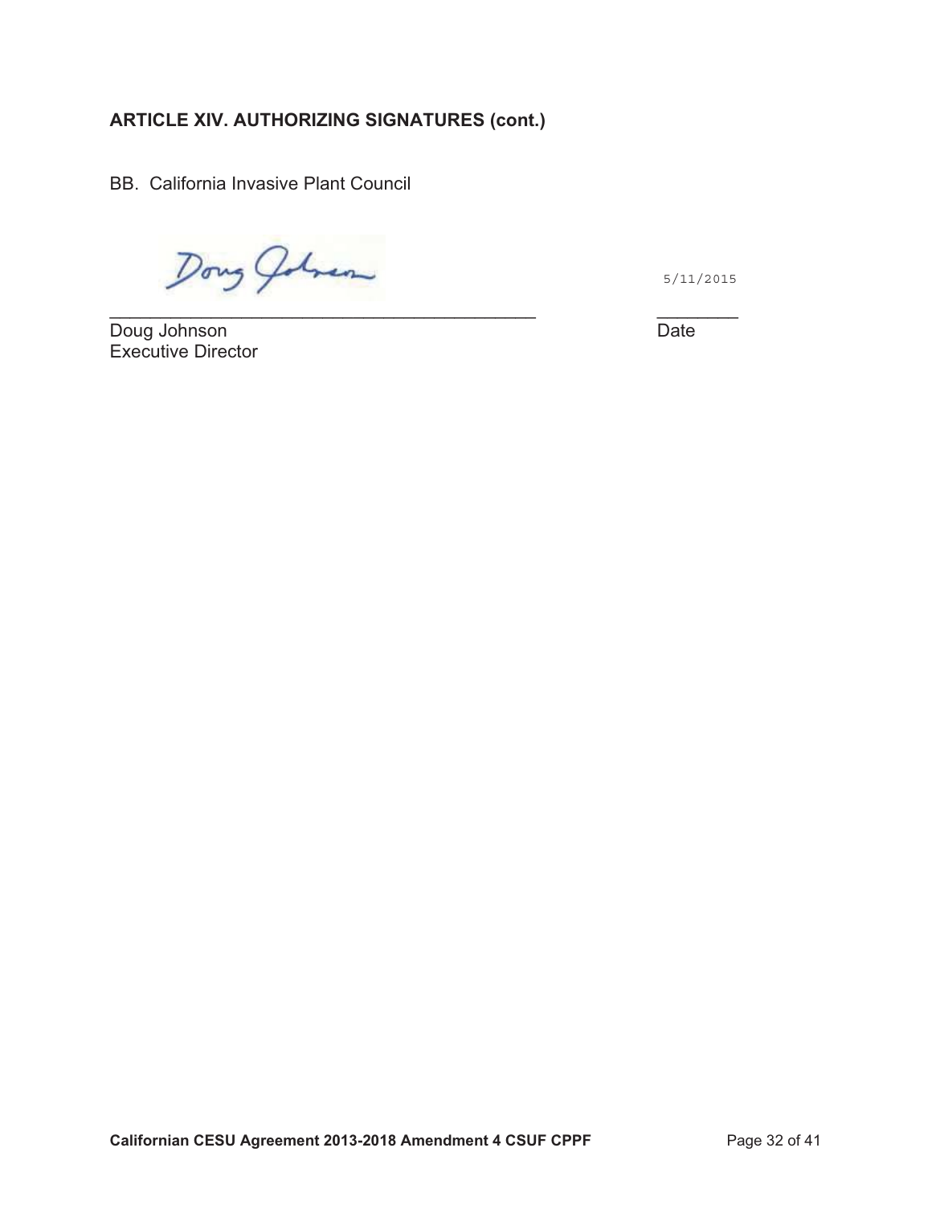**ARTICLE XIV. AUTHORIZING SIGNATURES (cont.)**

BB. California Invasive Plant Council

\_\_\_\_\_\_\_\_\_\_\_\_\_\_\_\_\_\_\_\_\_\_\_\_\_\_\_\_\_\_\_\_\_\_\_\_\_\_\_\_\_\_\_\_ 5/11/2015

Doug Johnson                                                            Date
Executive Director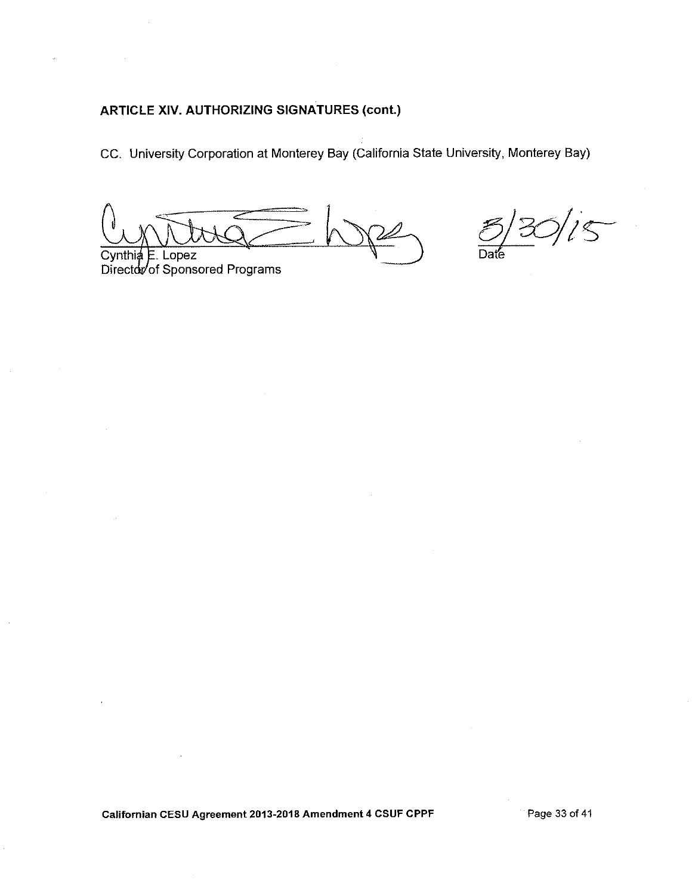**ARTICLE XIV. AUTHORIZING SIGNATURES (cont.)**

CC. University Corporation at Monterey Bay (California State University, Monterey Bay)

Cynthia E. Lopez
Director of Sponsored Programs

3/30/15
Date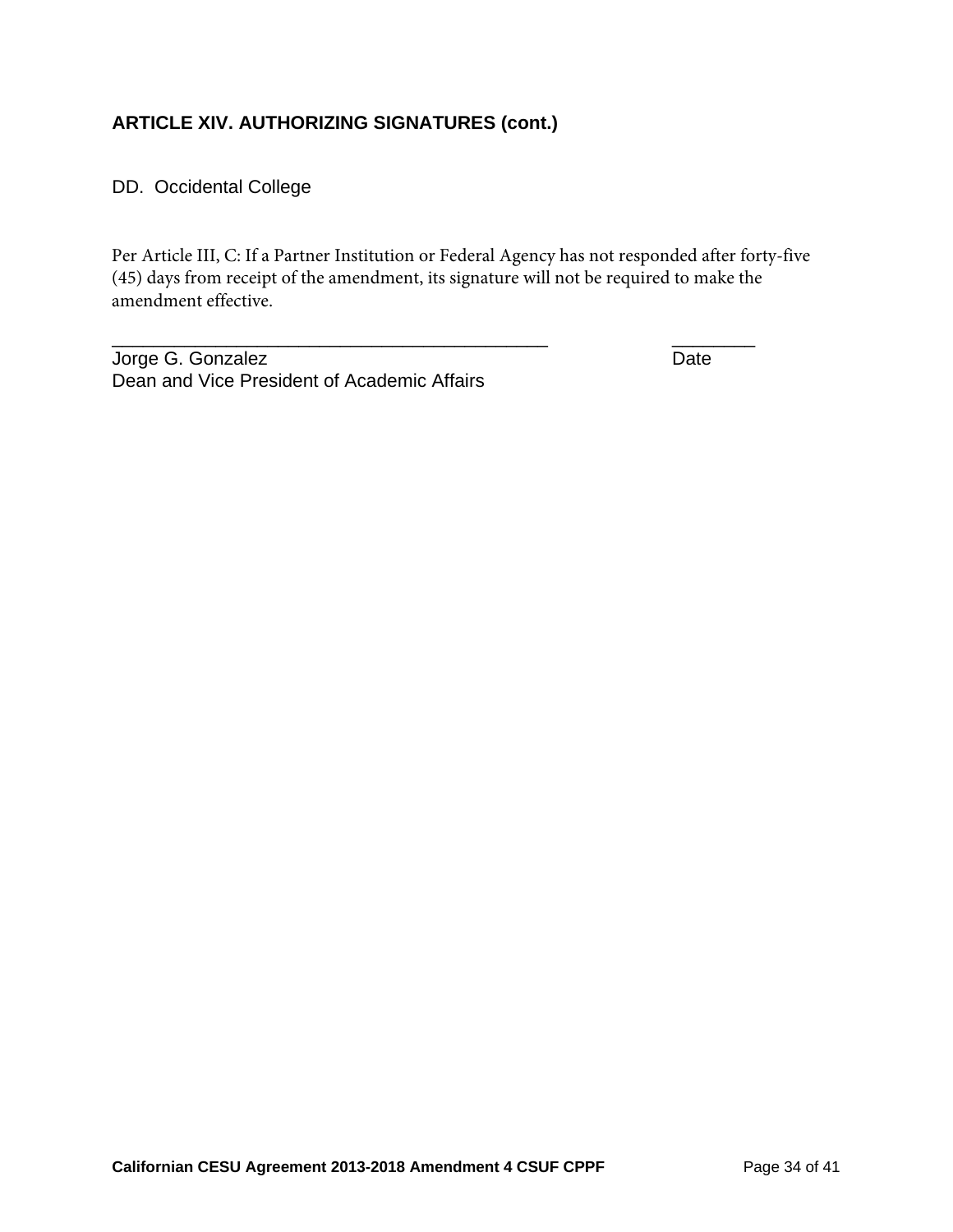### ARTICLE XIV. AUTHORIZING SIGNATURES (cont.)

DD. Occidental College

Per Article III, C: If a Partner Institution or Federal Agency has not responded after forty-five (45) days from receipt of the amendment, its signature will not be required to make the amendment effective.

\_\_\_\_\_\_\_\_\_\_\_\_\_\_\_\_\_\_\_\_\_\_\_\_\_\_\_\_\_\_\_\_\_\_\_\_\_\_\_\_\_\_\_\_ \_\_\_\_\_\_\_\_\_
Jorge G. Gonzalez Date
Dean and Vice President of Academic Affairs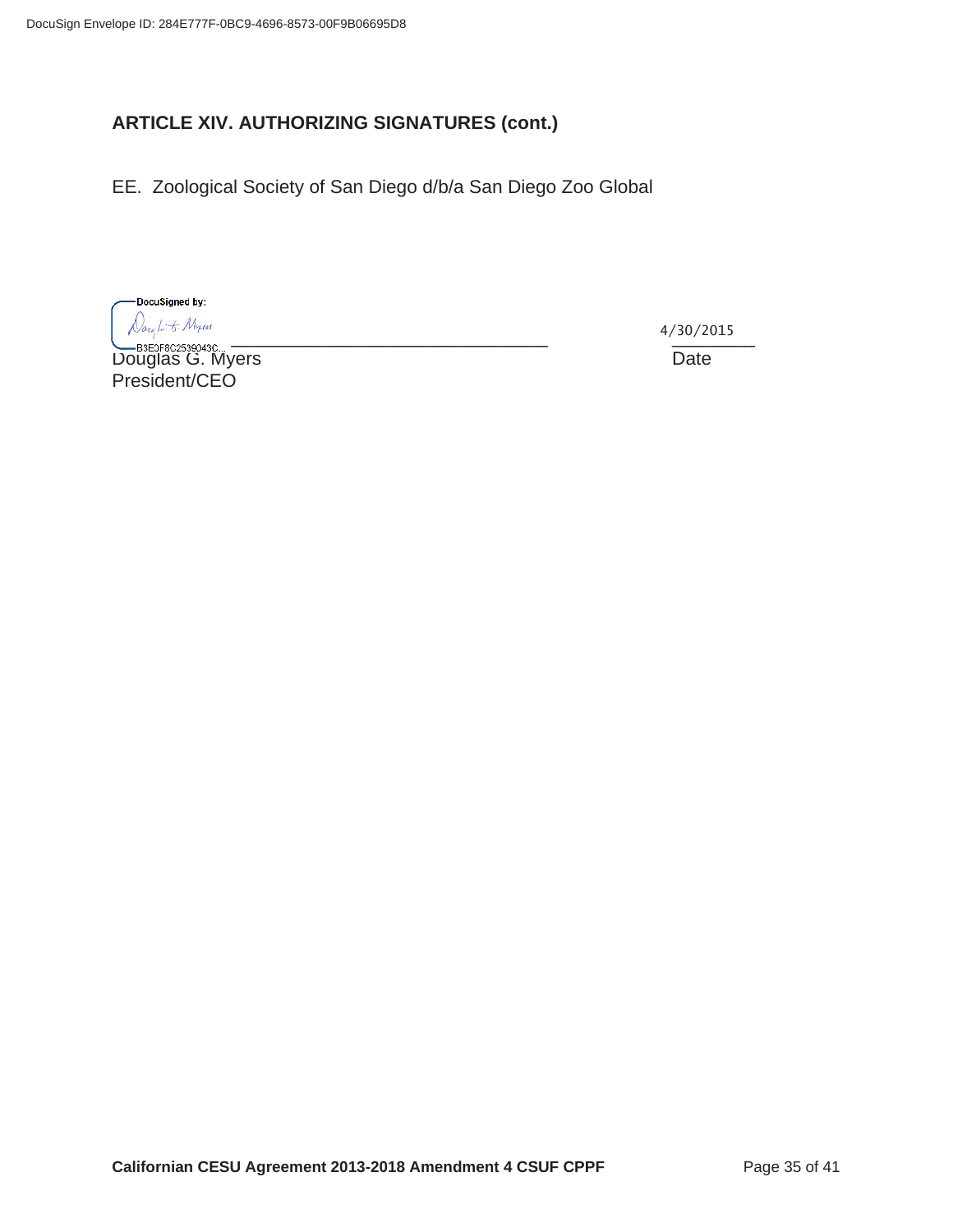## ARTICLE XIV. AUTHORIZING SIGNATURES (cont.)

EE. Zoological Society of San Diego d/b/a San Diego Zoo Global

DocuSigned by:

B3E0F8C2539043C...

Douglas G. Myers
President/CEO

4/30/2015
Date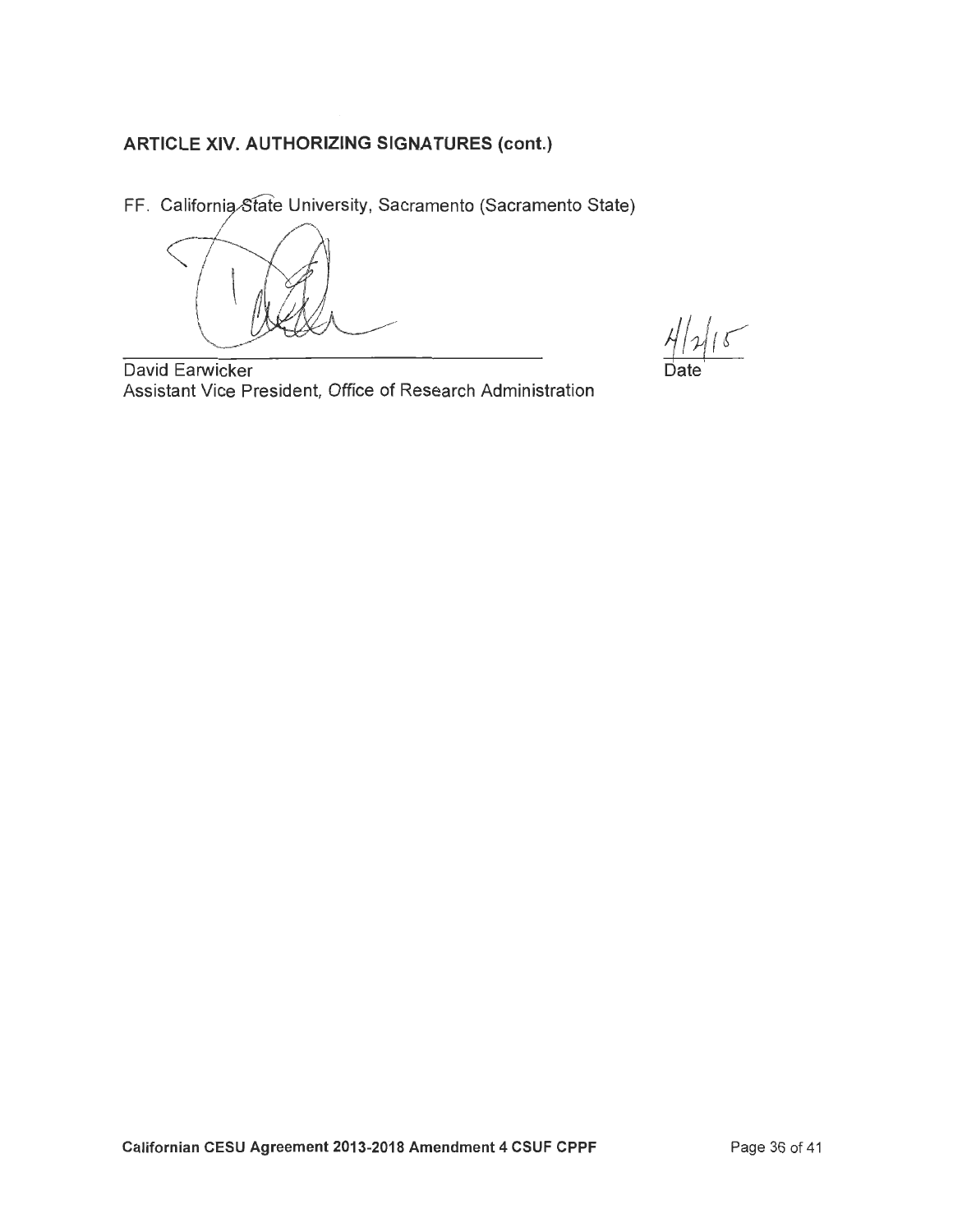## ARTICLE XIV. AUTHORIZING SIGNATURES (cont.)

FF. California State University, Sacramento (Sacramento State)

David Earwicker
Assistant Vice President, Office of Research Administration

4/2/15
Date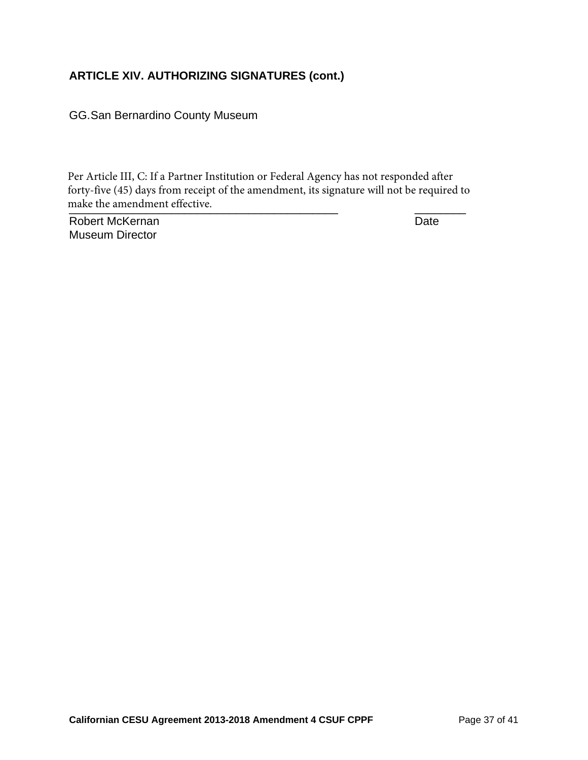## ARTICLE XIV. AUTHORIZING SIGNATURES (cont.)

GG. San Bernardino County Museum

Per Article III, C: If a Partner Institution or Federal Agency has not responded after forty-five (45) days from receipt of the amendment, its signature will not be required to make the amendment effective.

\_\_\_\_\_\_\_\_\_\_\_\_\_\_\_\_\_\_\_\_\_\_\_\_\_\_\_\_\_\_\_\_\_\_\_\_\_\_\_\_\_\_\_\_ \_\_\_\_\_\_\_\_\_

Robert McKernan Date
Museum Director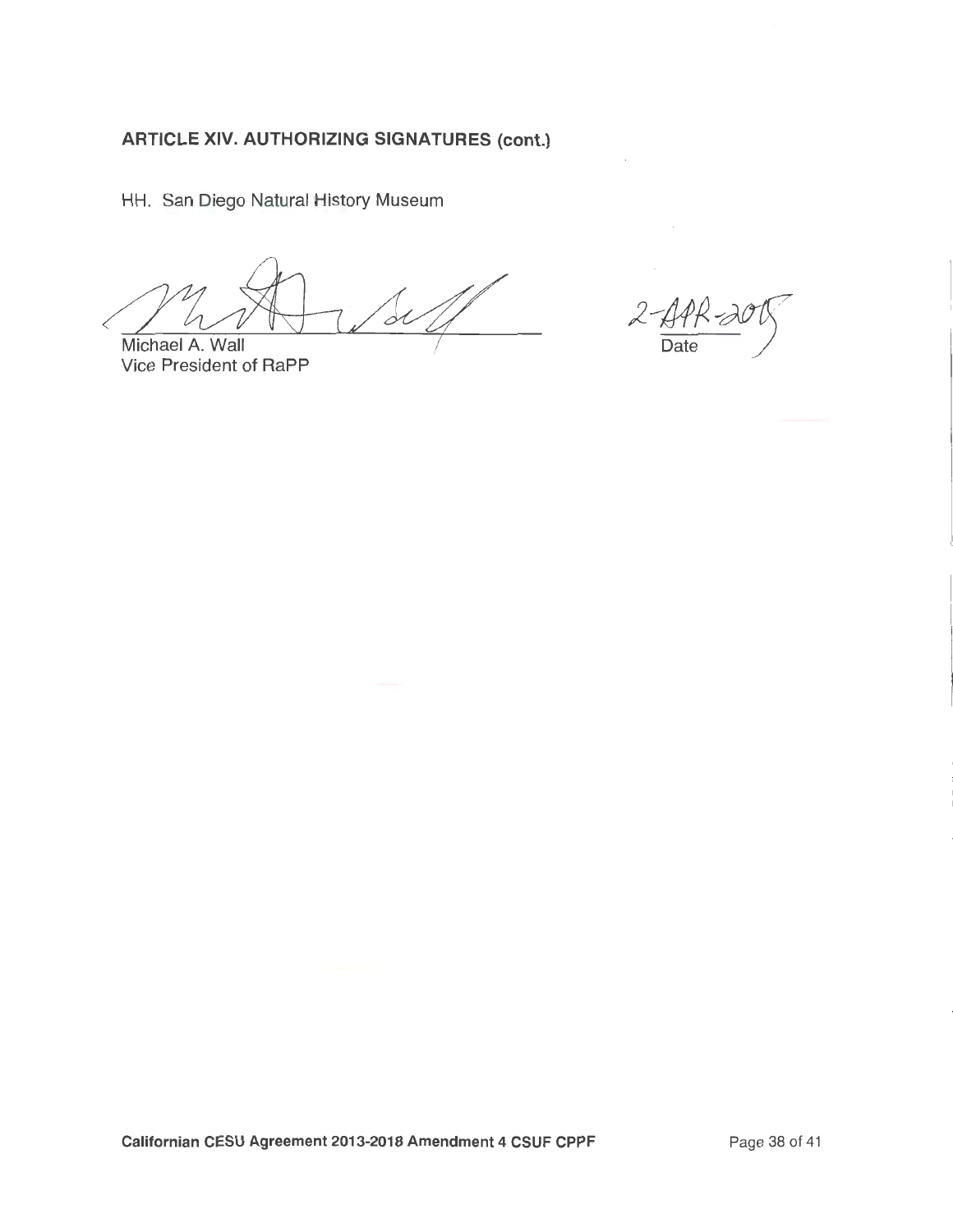## ARTICLE XIV. AUTHORIZING SIGNATURES (cont.)

HH. San Diego Natural History Museum

Michael A. Wall
Vice President of RaPP

2-APR-2015
Date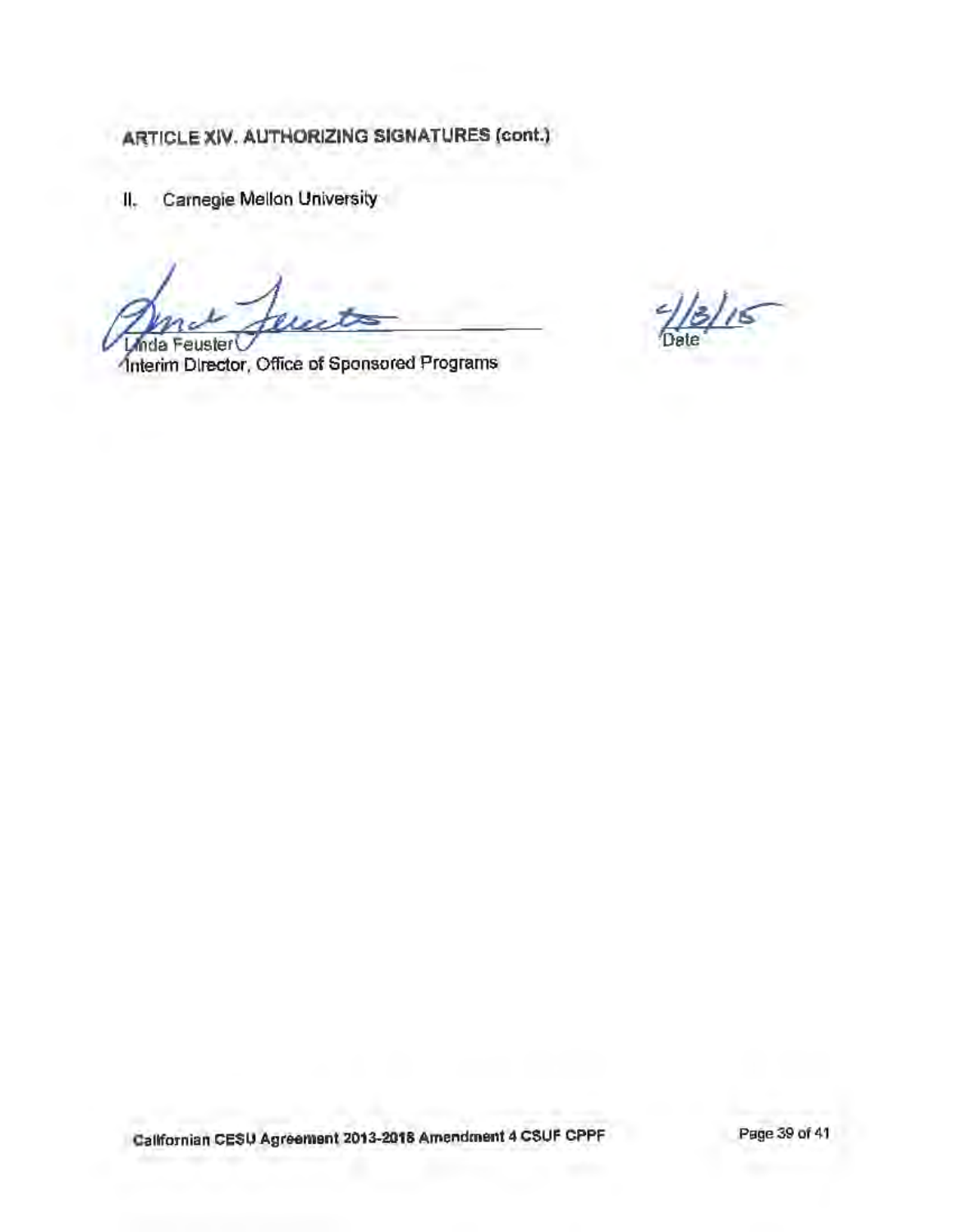## ARTICLE XIV. AUTHORIZING SIGNATURES (cont.)

II. Carnegie Mellon University

Linda Feuster
Interim Director, Office of Sponsored Programs

4/13/15
Date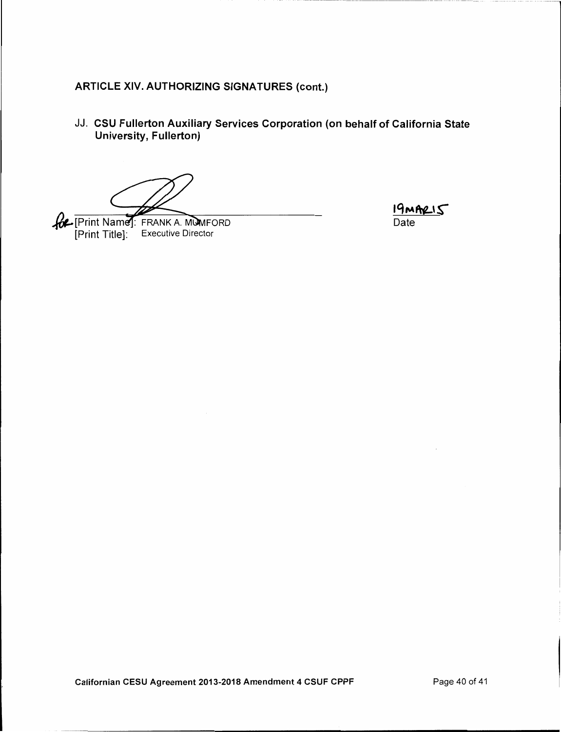## ARTICLE XIV. AUTHORIZING SIGNATURES (cont.)

JJ. **CSU Fullerton Auxiliary Services Corporation (on behalf of California State University, Fullerton)**

for [Print Name]: FRANK A. MUMFORD
[Print Title]: Executive Director

19MAR15
Date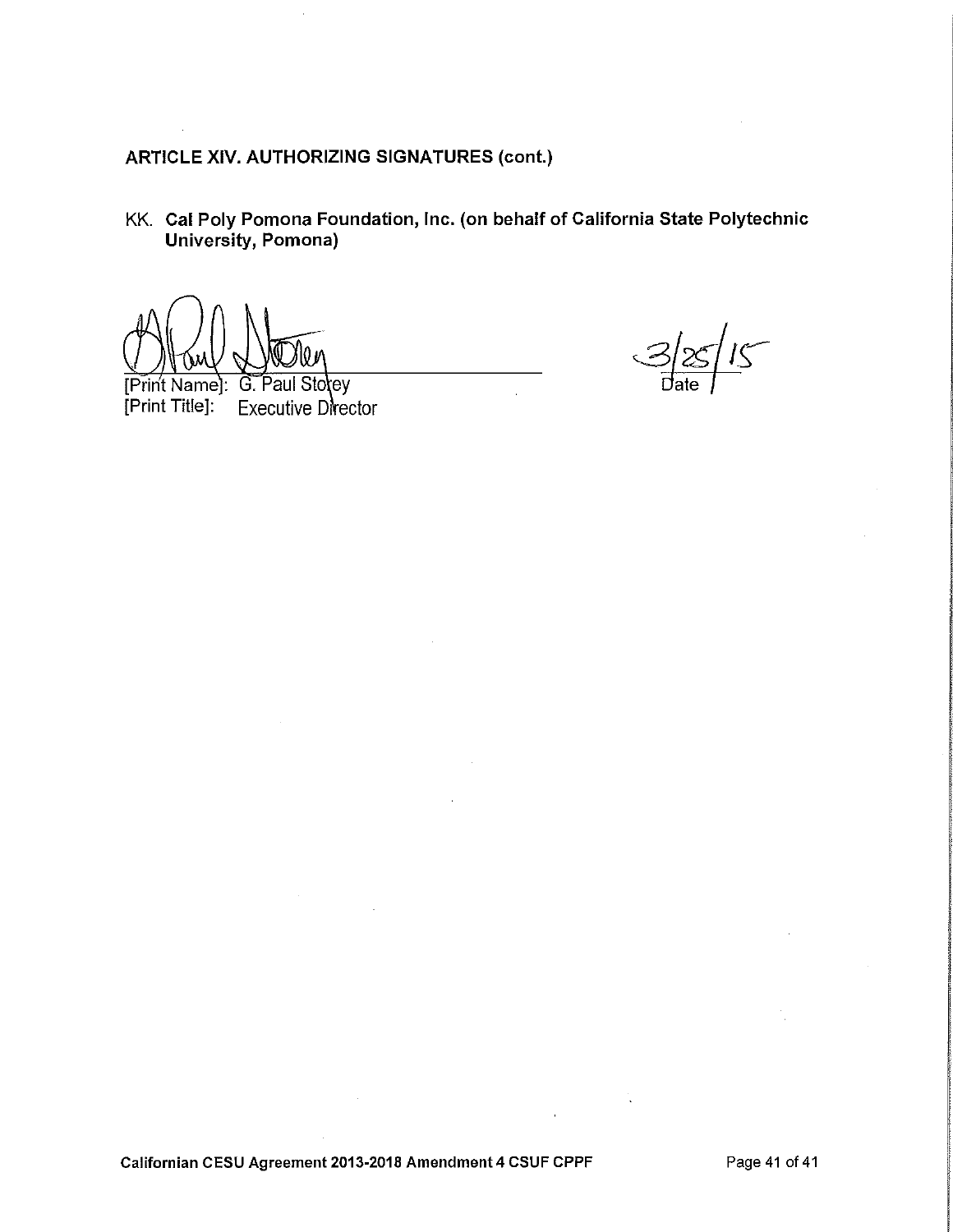## ARTICLE XIV. AUTHORIZING SIGNATURES (cont.)

KK. **Cal Poly Pomona Foundation, Inc. (on behalf of California State Polytechnic University, Pomona)**

[Print Name]: G. Paul Storey
[Print Title]: Executive Director

3/25/15
Date